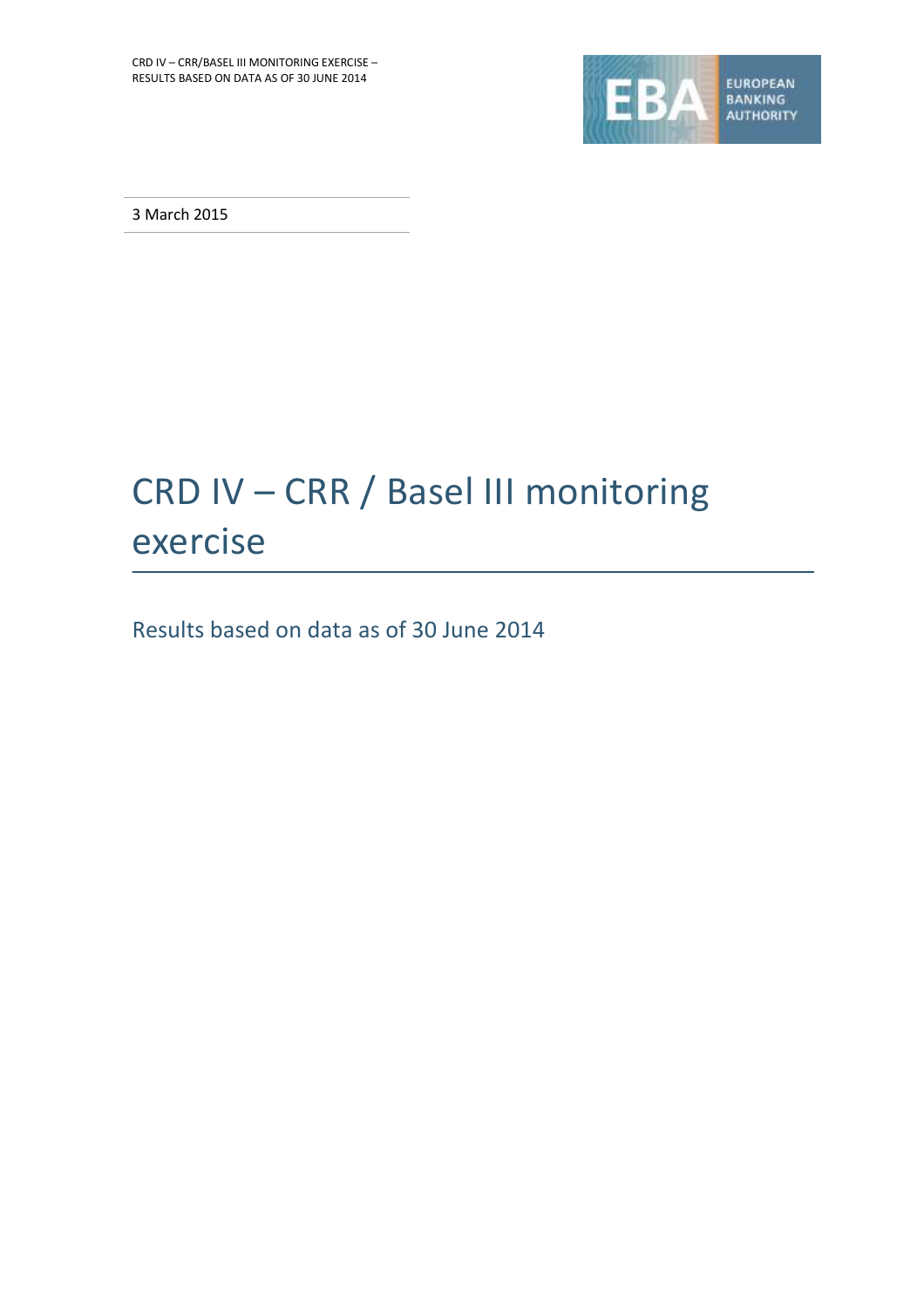3 March 2015

# CRD IV – CRR / Basel III monitoring exercise

## Results based on data as of 30 June 2014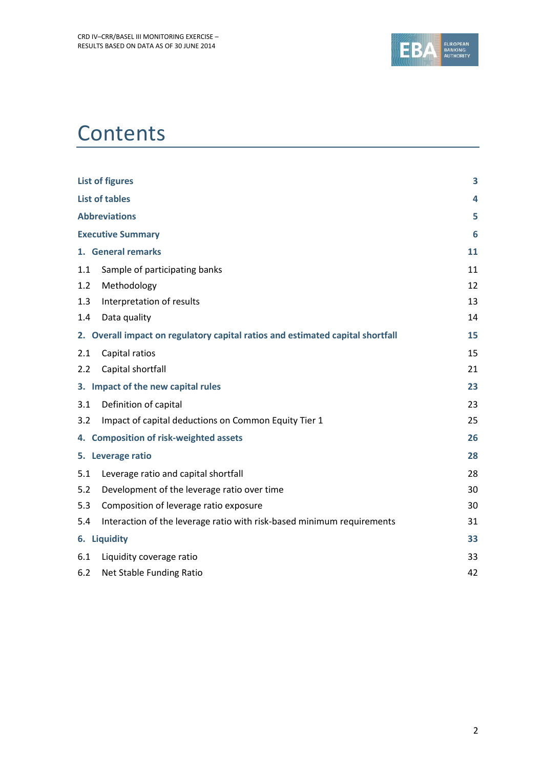# Contents

| | |
|---|---|
| **List of figures** | **3** |
| **List of tables** | **4** |
| **Abbreviations** | **5** |
| **Executive Summary** | **6** |
| **1. General remarks** | **11** |
| 1.1 Sample of participating banks | 11 |
| 1.2 Methodology | 12 |
| 1.3 Interpretation of results | 13 |
| 1.4 Data quality | 14 |
| **2. Overall impact on regulatory capital ratios and estimated capital shortfall** | **15** |
| 2.1 Capital ratios | 15 |
| 2.2 Capital shortfall | 21 |
| **3. Impact of the new capital rules** | **23** |
| 3.1 Definition of capital | 23 |
| 3.2 Impact of capital deductions on Common Equity Tier 1 | 25 |
| **4. Composition of risk-weighted assets** | **26** |
| **5. Leverage ratio** | **28** |
| 5.1 Leverage ratio and capital shortfall | 28 |
| 5.2 Development of the leverage ratio over time | 30 |
| 5.3 Composition of leverage ratio exposure | 30 |
| 5.4 Interaction of the leverage ratio with risk-based minimum requirements | 31 |
| **6. Liquidity** | **33** |
| 6.1 Liquidity coverage ratio | 33 |
| 6.2 Net Stable Funding Ratio | 42 |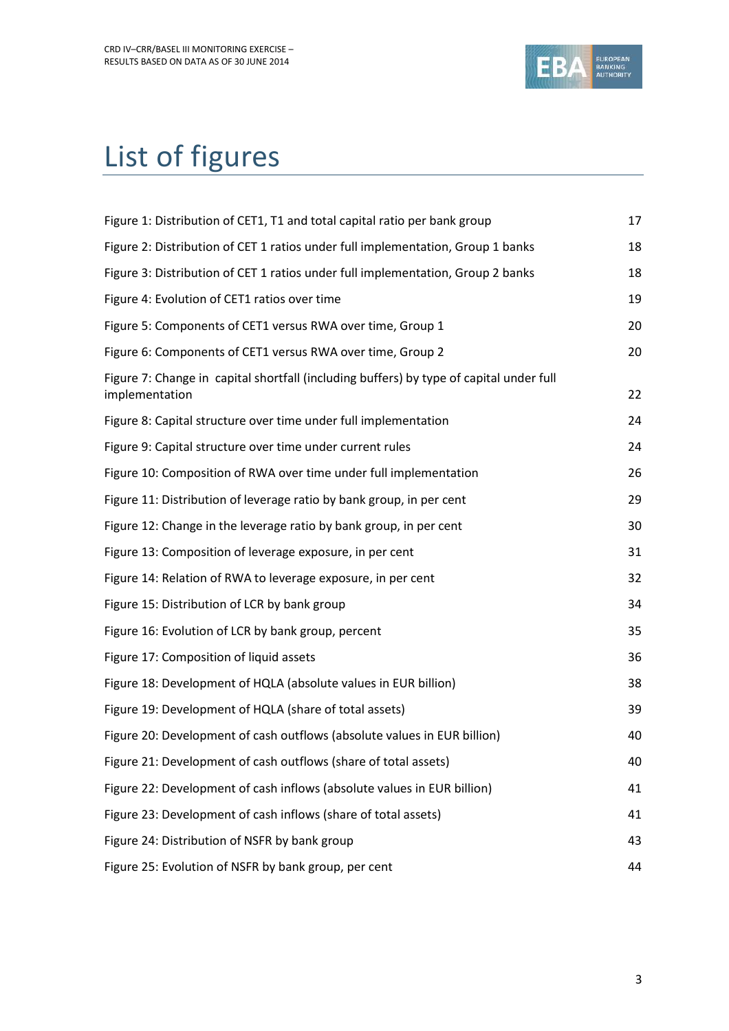# List of figures

| | |
|---|---|
| Figure 1: Distribution of CET1, T1 and total capital ratio per bank group | 17 |
| Figure 2: Distribution of CET 1 ratios under full implementation, Group 1 banks | 18 |
| Figure 3: Distribution of CET 1 ratios under full implementation, Group 2 banks | 18 |
| Figure 4: Evolution of CET1 ratios over time | 19 |
| Figure 5: Components of CET1 versus RWA over time, Group 1 | 20 |
| Figure 6: Components of CET1 versus RWA over time, Group 2 | 20 |
| Figure 7: Change in capital shortfall (including buffers) by type of capital under full implementation | 22 |
| Figure 8: Capital structure over time under full implementation | 24 |
| Figure 9: Capital structure over time under current rules | 24 |
| Figure 10: Composition of RWA over time under full implementation | 26 |
| Figure 11: Distribution of leverage ratio by bank group, in per cent | 29 |
| Figure 12: Change in the leverage ratio by bank group, in per cent | 30 |
| Figure 13: Composition of leverage exposure, in per cent | 31 |
| Figure 14: Relation of RWA to leverage exposure, in per cent | 32 |
| Figure 15: Distribution of LCR by bank group | 34 |
| Figure 16: Evolution of LCR by bank group, percent | 35 |
| Figure 17: Composition of liquid assets | 36 |
| Figure 18: Development of HQLA (absolute values in EUR billion) | 38 |
| Figure 19: Development of HQLA (share of total assets) | 39 |
| Figure 20: Development of cash outflows (absolute values in EUR billion) | 40 |
| Figure 21: Development of cash outflows (share of total assets) | 40 |
| Figure 22: Development of cash inflows (absolute values in EUR billion) | 41 |
| Figure 23: Development of cash inflows (share of total assets) | 41 |
| Figure 24: Distribution of NSFR by bank group | 43 |
| Figure 25: Evolution of NSFR by bank group, per cent | 44 |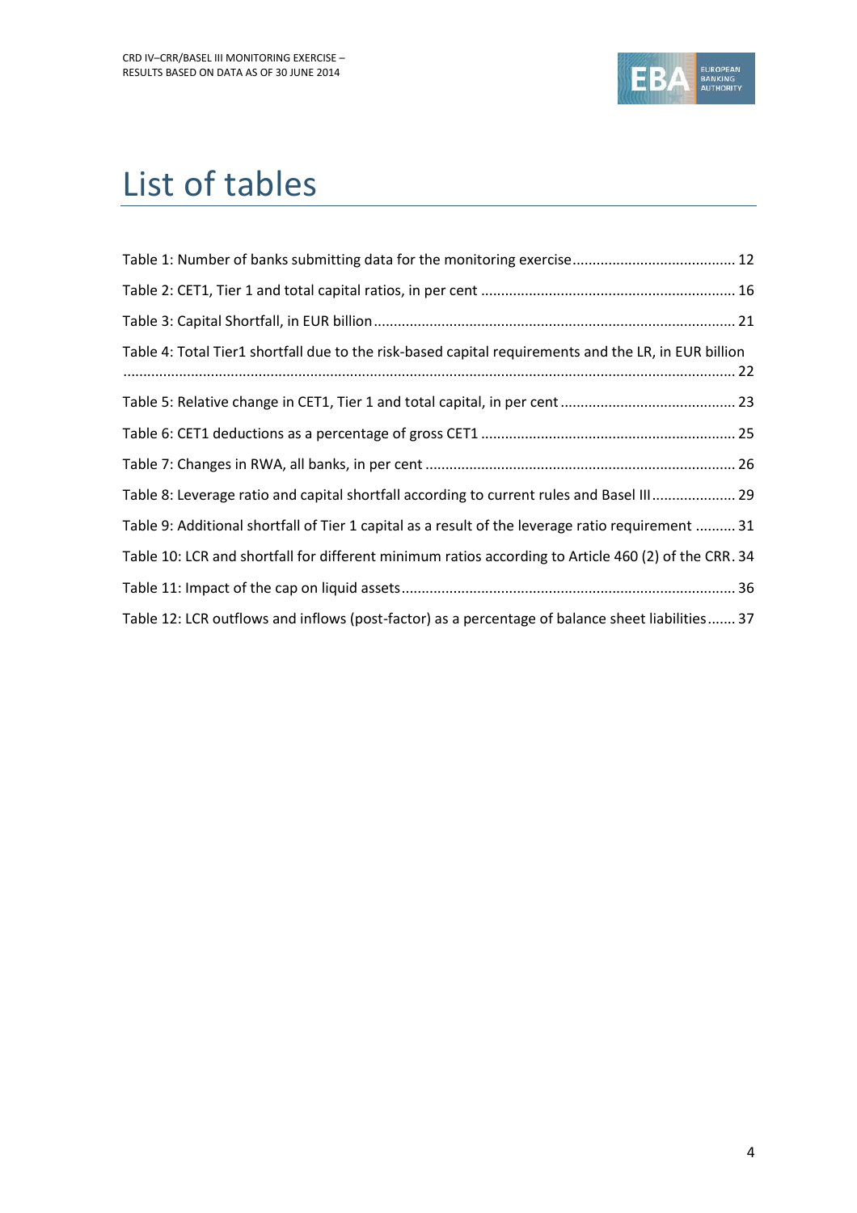# List of tables

Table 1: Number of banks submitting data for the monitoring exercise ........................................ 12

Table 2: CET1, Tier 1 and total capital ratios, in per cent .............................................................. 16

Table 3: Capital Shortfall, in EUR billion ......................................................................................... 21

Table 4: Total Tier1 shortfall due to the risk-based capital requirements and the LR, in EUR billion ........................................................................................................................................................ 22

Table 5: Relative change in CET1, Tier 1 and total capital, in per cent ........................................... 23

Table 6: CET1 deductions as a percentage of gross CET1 .............................................................. 25

Table 7: Changes in RWA, all banks, in per cent ............................................................................ 26

Table 8: Leverage ratio and capital shortfall according to current rules and Basel III .................... 29

Table 9: Additional shortfall of Tier 1 capital as a result of the leverage ratio requirement .......... 31

Table 10: LCR and shortfall for different minimum ratios according to Article 460 (2) of the CRR. 34

Table 11: Impact of the cap on liquid assets .................................................................................. 36

Table 12: LCR outflows and inflows (post-factor) as a percentage of balance sheet liabilities....... 37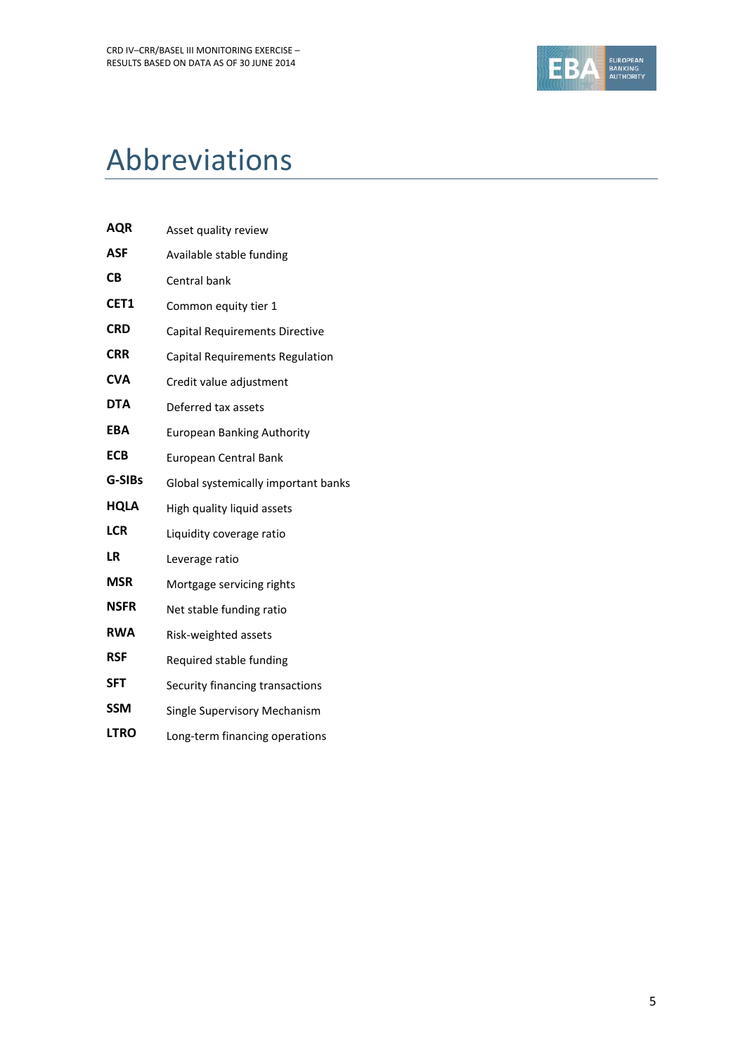# Abbreviations

| | |
|---|---|
| **AQR** | Asset quality review |
| **ASF** | Available stable funding |
| **CB** | Central bank |
| **CET1** | Common equity tier 1 |
| **CRD** | Capital Requirements Directive |
| **CRR** | Capital Requirements Regulation |
| **CVA** | Credit value adjustment |
| **DTA** | Deferred tax assets |
| **EBA** | European Banking Authority |
| **ECB** | European Central Bank |
| **G-SIBs** | Global systemically important banks |
| **HQLA** | High quality liquid assets |
| **LCR** | Liquidity coverage ratio |
| **LR** | Leverage ratio |
| **MSR** | Mortgage servicing rights |
| **NSFR** | Net stable funding ratio |
| **RWA** | Risk-weighted assets |
| **RSF** | Required stable funding |
| **SFT** | Security financing transactions |
| **SSM** | Single Supervisory Mechanism |
| **LTRO** | Long-term financing operations |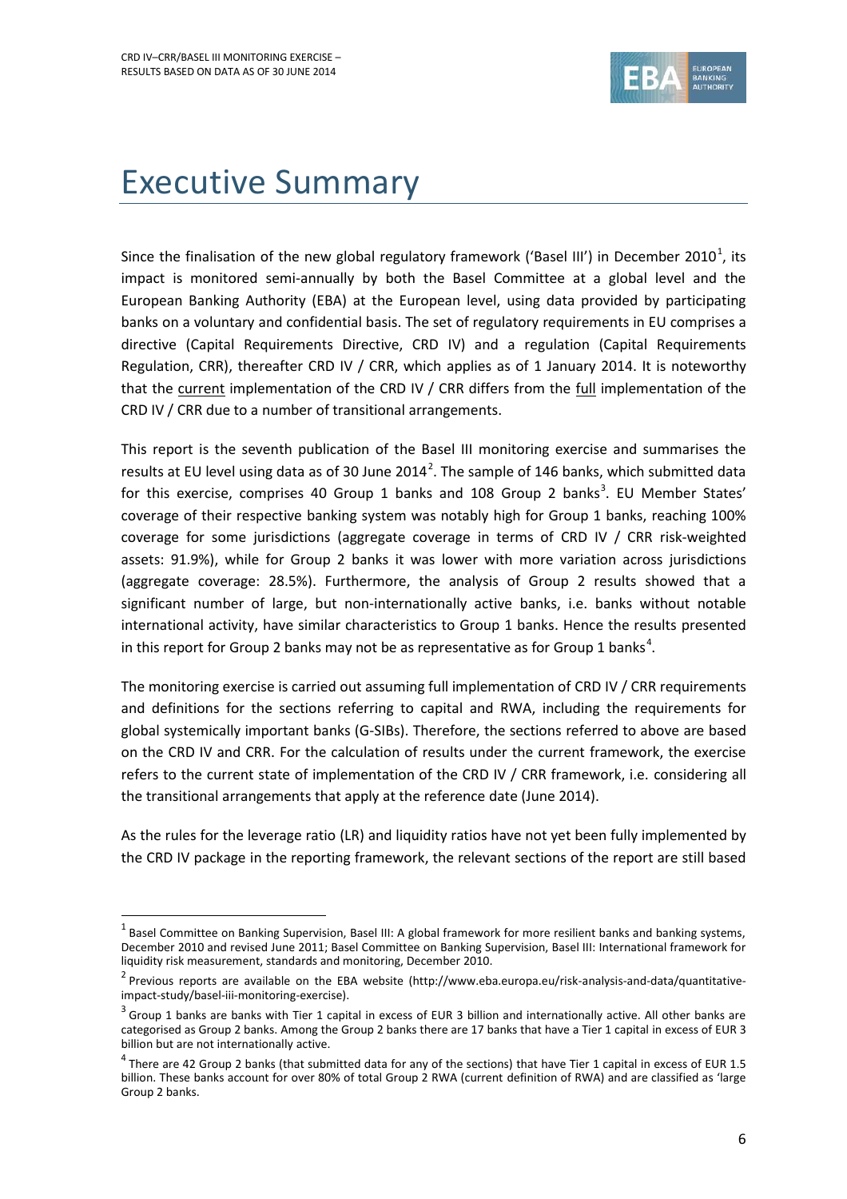# Executive Summary

Since the finalisation of the new global regulatory framework ('Basel III') in December 2010[1], its impact is monitored semi-annually by both the Basel Committee at a global level and the European Banking Authority (EBA) at the European level, using data provided by participating banks on a voluntary and confidential basis. The set of regulatory requirements in EU comprises a directive (Capital Requirements Directive, CRD IV) and a regulation (Capital Requirements Regulation, CRR), thereafter CRD IV / CRR, which applies as of 1 January 2014. It is noteworthy that the current implementation of the CRD IV / CRR differs from the full implementation of the CRD IV / CRR due to a number of transitional arrangements.

This report is the seventh publication of the Basel III monitoring exercise and summarises the results at EU level using data as of 30 June 2014[2]. The sample of 146 banks, which submitted data for this exercise, comprises 40 Group 1 banks and 108 Group 2 banks[3]. EU Member States' coverage of their respective banking system was notably high for Group 1 banks, reaching 100% coverage for some jurisdictions (aggregate coverage in terms of CRD IV / CRR risk-weighted assets: 91.9%), while for Group 2 banks it was lower with more variation across jurisdictions (aggregate coverage: 28.5%). Furthermore, the analysis of Group 2 results showed that a significant number of large, but non-internationally active banks, i.e. banks without notable international activity, have similar characteristics to Group 1 banks. Hence the results presented in this report for Group 2 banks may not be as representative as for Group 1 banks[4].

The monitoring exercise is carried out assuming full implementation of CRD IV / CRR requirements and definitions for the sections referring to capital and RWA, including the requirements for global systemically important banks (G-SIBs). Therefore, the sections referred to above are based on the CRD IV and CRR. For the calculation of results under the current framework, the exercise refers to the current state of implementation of the CRD IV / CRR framework, i.e. considering all the transitional arrangements that apply at the reference date (June 2014).

As the rules for the leverage ratio (LR) and liquidity ratios have not yet been fully implemented by the CRD IV package in the reporting framework, the relevant sections of the report are still based

[1] Basel Committee on Banking Supervision, Basel III: A global framework for more resilient banks and banking systems, December 2010 and revised June 2011; Basel Committee on Banking Supervision, Basel III: International framework for liquidity risk measurement, standards and monitoring, December 2010.

[2] Previous reports are available on the EBA website (http://www.eba.europa.eu/risk-analysis-and-data/quantitative-impact-study/basel-iii-monitoring-exercise).

[3] Group 1 banks are banks with Tier 1 capital in excess of EUR 3 billion and internationally active. All other banks are categorised as Group 2 banks. Among the Group 2 banks there are 17 banks that have a Tier 1 capital in excess of EUR 3 billion but are not internationally active.

[4] There are 42 Group 2 banks (that submitted data for any of the sections) that have Tier 1 capital in excess of EUR 1.5 billion. These banks account for over 80% of total Group 2 RWA (current definition of RWA) and are classified as 'large Group 2 banks.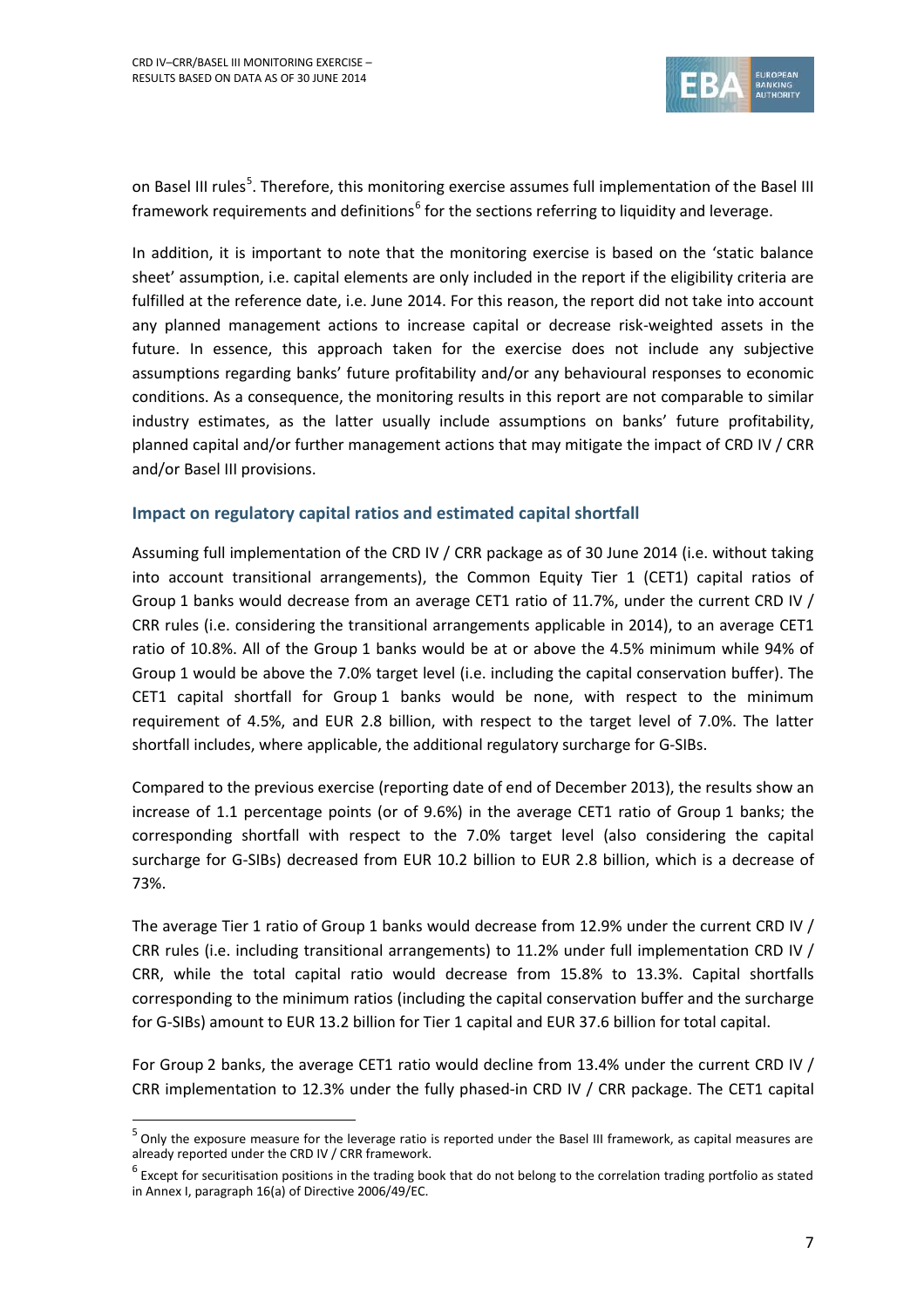on Basel III rules[5]. Therefore, this monitoring exercise assumes full implementation of the Basel III framework requirements and definitions[6] for the sections referring to liquidity and leverage.

In addition, it is important to note that the monitoring exercise is based on the 'static balance sheet' assumption, i.e. capital elements are only included in the report if the eligibility criteria are fulfilled at the reference date, i.e. June 2014. For this reason, the report did not take into account any planned management actions to increase capital or decrease risk-weighted assets in the future. In essence, this approach taken for the exercise does not include any subjective assumptions regarding banks' future profitability and/or any behavioural responses to economic conditions. As a consequence, the monitoring results in this report are not comparable to similar industry estimates, as the latter usually include assumptions on banks' future profitability, planned capital and/or further management actions that may mitigate the impact of CRD IV / CRR and/or Basel III provisions.

### Impact on regulatory capital ratios and estimated capital shortfall

Assuming full implementation of the CRD IV / CRR package as of 30 June 2014 (i.e. without taking into account transitional arrangements), the Common Equity Tier 1 (CET1) capital ratios of Group 1 banks would decrease from an average CET1 ratio of 11.7%, under the current CRD IV / CRR rules (i.e. considering the transitional arrangements applicable in 2014), to an average CET1 ratio of 10.8%. All of the Group 1 banks would be at or above the 4.5% minimum while 94% of Group 1 would be above the 7.0% target level (i.e. including the capital conservation buffer). The CET1 capital shortfall for Group 1 banks would be none, with respect to the minimum requirement of 4.5%, and EUR 2.8 billion, with respect to the target level of 7.0%. The latter shortfall includes, where applicable, the additional regulatory surcharge for G-SIBs.

Compared to the previous exercise (reporting date of end of December 2013), the results show an increase of 1.1 percentage points (or of 9.6%) in the average CET1 ratio of Group 1 banks; the corresponding shortfall with respect to the 7.0% target level (also considering the capital surcharge for G-SIBs) decreased from EUR 10.2 billion to EUR 2.8 billion, which is a decrease of 73%.

The average Tier 1 ratio of Group 1 banks would decrease from 12.9% under the current CRD IV / CRR rules (i.e. including transitional arrangements) to 11.2% under full implementation CRD IV / CRR, while the total capital ratio would decrease from 15.8% to 13.3%. Capital shortfalls corresponding to the minimum ratios (including the capital conservation buffer and the surcharge for G-SIBs) amount to EUR 13.2 billion for Tier 1 capital and EUR 37.6 billion for total capital.

For Group 2 banks, the average CET1 ratio would decline from 13.4% under the current CRD IV / CRR implementation to 12.3% under the fully phased-in CRD IV / CRR package. The CET1 capital

---

[5] Only the exposure measure for the leverage ratio is reported under the Basel III framework, as capital measures are already reported under the CRD IV / CRR framework.

[6] Except for securitisation positions in the trading book that do not belong to the correlation trading portfolio as stated in Annex I, paragraph 16(a) of Directive 2006/49/EC.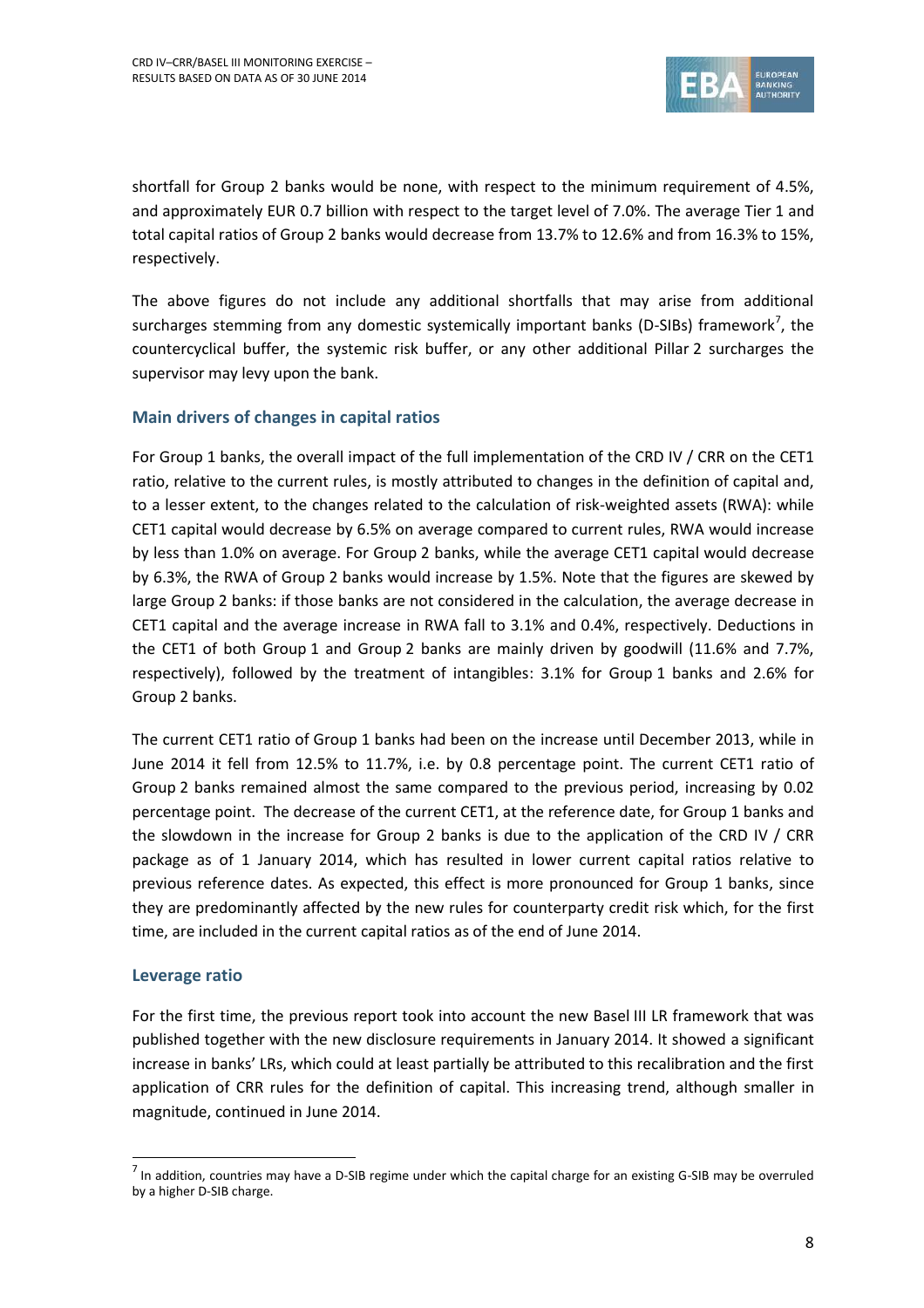shortfall for Group 2 banks would be none, with respect to the minimum requirement of 4.5%, and approximately EUR 0.7 billion with respect to the target level of 7.0%. The average Tier 1 and total capital ratios of Group 2 banks would decrease from 13.7% to 12.6% and from 16.3% to 15%, respectively.

The above figures do not include any additional shortfalls that may arise from additional surcharges stemming from any domestic systemically important banks (D-SIBs) framework[7], the countercyclical buffer, the systemic risk buffer, or any other additional Pillar 2 surcharges the supervisor may levy upon the bank.

### Main drivers of changes in capital ratios

For Group 1 banks, the overall impact of the full implementation of the CRD IV / CRR on the CET1 ratio, relative to the current rules, is mostly attributed to changes in the definition of capital and, to a lesser extent, to the changes related to the calculation of risk-weighted assets (RWA): while CET1 capital would decrease by 6.5% on average compared to current rules, RWA would increase by less than 1.0% on average. For Group 2 banks, while the average CET1 capital would decrease by 6.3%, the RWA of Group 2 banks would increase by 1.5%. Note that the figures are skewed by large Group 2 banks: if those banks are not considered in the calculation, the average decrease in CET1 capital and the average increase in RWA fall to 3.1% and 0.4%, respectively. Deductions in the CET1 of both Group 1 and Group 2 banks are mainly driven by goodwill (11.6% and 7.7%, respectively), followed by the treatment of intangibles: 3.1% for Group 1 banks and 2.6% for Group 2 banks.

The current CET1 ratio of Group 1 banks had been on the increase until December 2013, while in June 2014 it fell from 12.5% to 11.7%, i.e. by 0.8 percentage point. The current CET1 ratio of Group 2 banks remained almost the same compared to the previous period, increasing by 0.02 percentage point. The decrease of the current CET1, at the reference date, for Group 1 banks and the slowdown in the increase for Group 2 banks is due to the application of the CRD IV / CRR package as of 1 January 2014, which has resulted in lower current capital ratios relative to previous reference dates. As expected, this effect is more pronounced for Group 1 banks, since they are predominantly affected by the new rules for counterparty credit risk which, for the first time, are included in the current capital ratios as of the end of June 2014.

### Leverage ratio

For the first time, the previous report took into account the new Basel III LR framework that was published together with the new disclosure requirements in January 2014. It showed a significant increase in banks' LRs, which could at least partially be attributed to this recalibration and the first application of CRR rules for the definition of capital. This increasing trend, although smaller in magnitude, continued in June 2014.

[7] In addition, countries may have a D-SIB regime under which the capital charge for an existing G-SIB may be overruled by a higher D-SIB charge.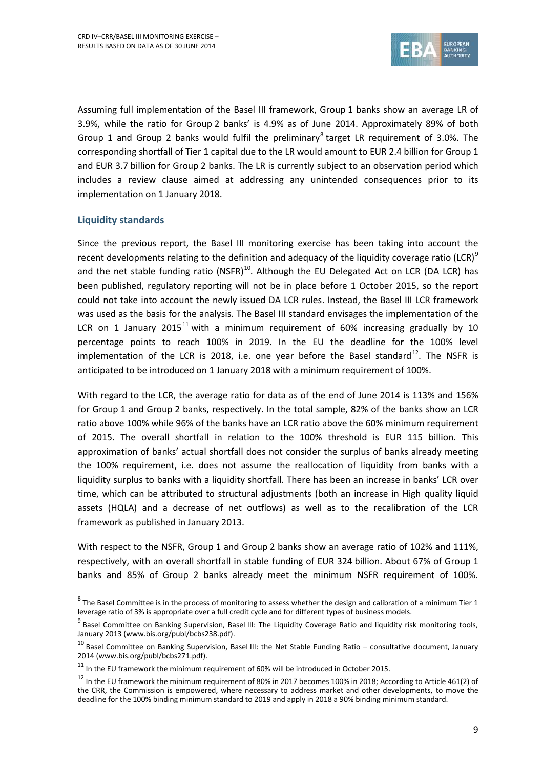Assuming full implementation of the Basel III framework, Group 1 banks show an average LR of 3.9%, while the ratio for Group 2 banks' is 4.9% as of June 2014. Approximately 89% of both Group 1 and Group 2 banks would fulfil the preliminary[8] target LR requirement of 3.0%. The corresponding shortfall of Tier 1 capital due to the LR would amount to EUR 2.4 billion for Group 1 and EUR 3.7 billion for Group 2 banks. The LR is currently subject to an observation period which includes a review clause aimed at addressing any unintended consequences prior to its implementation on 1 January 2018.

### Liquidity standards

Since the previous report, the Basel III monitoring exercise has been taking into account the recent developments relating to the definition and adequacy of the liquidity coverage ratio (LCR)[9] and the net stable funding ratio (NSFR)[10]. Although the EU Delegated Act on LCR (DA LCR) has been published, regulatory reporting will not be in place before 1 October 2015, so the report could not take into account the newly issued DA LCR rules. Instead, the Basel III LCR framework was used as the basis for the analysis. The Basel III standard envisages the implementation of the LCR on 1 January 2015[11] with a minimum requirement of 60% increasing gradually by 10 percentage points to reach 100% in 2019. In the EU the deadline for the 100% level implementation of the LCR is 2018, i.e. one year before the Basel standard[12]. The NSFR is anticipated to be introduced on 1 January 2018 with a minimum requirement of 100%.

With regard to the LCR, the average ratio for data as of the end of June 2014 is 113% and 156% for Group 1 and Group 2 banks, respectively. In the total sample, 82% of the banks show an LCR ratio above 100% while 96% of the banks have an LCR ratio above the 60% minimum requirement of 2015. The overall shortfall in relation to the 100% threshold is EUR 115 billion. This approximation of banks' actual shortfall does not consider the surplus of banks already meeting the 100% requirement, i.e. does not assume the reallocation of liquidity from banks with a liquidity surplus to banks with a liquidity shortfall. There has been an increase in banks' LCR over time, which can be attributed to structural adjustments (both an increase in High quality liquid assets (HQLA) and a decrease of net outflows) as well as to the recalibration of the LCR framework as published in January 2013.

With respect to the NSFR, Group 1 and Group 2 banks show an average ratio of 102% and 111%, respectively, with an overall shortfall in stable funding of EUR 324 billion. About 67% of Group 1 banks and 85% of Group 2 banks already meet the minimum NSFR requirement of 100%.

---

[8] The Basel Committee is in the process of monitoring to assess whether the design and calibration of a minimum Tier 1 leverage ratio of 3% is appropriate over a full credit cycle and for different types of business models.

[9] Basel Committee on Banking Supervision, Basel III: The Liquidity Coverage Ratio and liquidity risk monitoring tools, January 2013 (www.bis.org/publ/bcbs238.pdf).

[10] Basel Committee on Banking Supervision, Basel III: the Net Stable Funding Ratio – consultative document, January 2014 (www.bis.org/publ/bcbs271.pdf).

[11] In the EU framework the minimum requirement of 60% will be introduced in October 2015.

[12] In the EU framework the minimum requirement of 80% in 2017 becomes 100% in 2018; According to Article 461(2) of the CRR, the Commission is empowered, where necessary to address market and other developments, to move the deadline for the 100% binding minimum standard to 2019 and apply in 2018 a 90% binding minimum standard.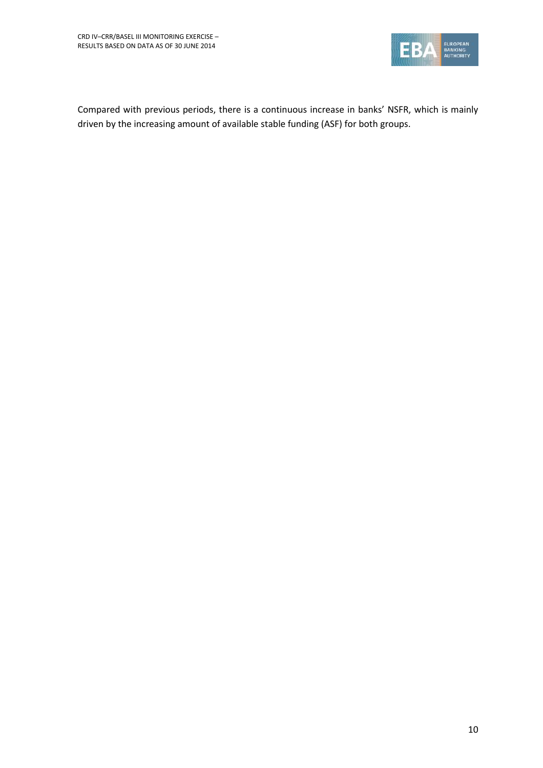Compared with previous periods, there is a continuous increase in banks' NSFR, which is mainly driven by the increasing amount of available stable funding (ASF) for both groups.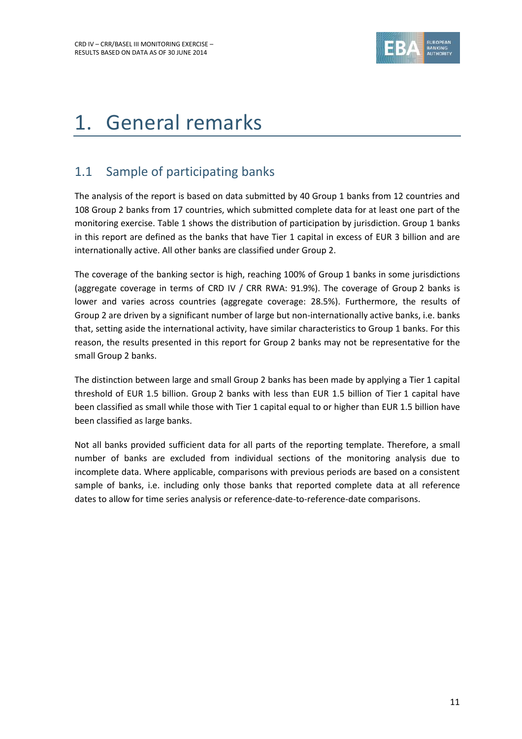# 1. General remarks

## 1.1 Sample of participating banks

The analysis of the report is based on data submitted by 40 Group 1 banks from 12 countries and 108 Group 2 banks from 17 countries, which submitted complete data for at least one part of the monitoring exercise. Table 1 shows the distribution of participation by jurisdiction. Group 1 banks in this report are defined as the banks that have Tier 1 capital in excess of EUR 3 billion and are internationally active. All other banks are classified under Group 2.

The coverage of the banking sector is high, reaching 100% of Group 1 banks in some jurisdictions (aggregate coverage in terms of CRD IV / CRR RWA: 91.9%). The coverage of Group 2 banks is lower and varies across countries (aggregate coverage: 28.5%). Furthermore, the results of Group 2 are driven by a significant number of large but non-internationally active banks, i.e. banks that, setting aside the international activity, have similar characteristics to Group 1 banks. For this reason, the results presented in this report for Group 2 banks may not be representative for the small Group 2 banks.

The distinction between large and small Group 2 banks has been made by applying a Tier 1 capital threshold of EUR 1.5 billion. Group 2 banks with less than EUR 1.5 billion of Tier 1 capital have been classified as small while those with Tier 1 capital equal to or higher than EUR 1.5 billion have been classified as large banks.

Not all banks provided sufficient data for all parts of the reporting template. Therefore, a small number of banks are excluded from individual sections of the monitoring analysis due to incomplete data. Where applicable, comparisons with previous periods are based on a consistent sample of banks, i.e. including only those banks that reported complete data at all reference dates to allow for time series analysis or reference-date-to-reference-date comparisons.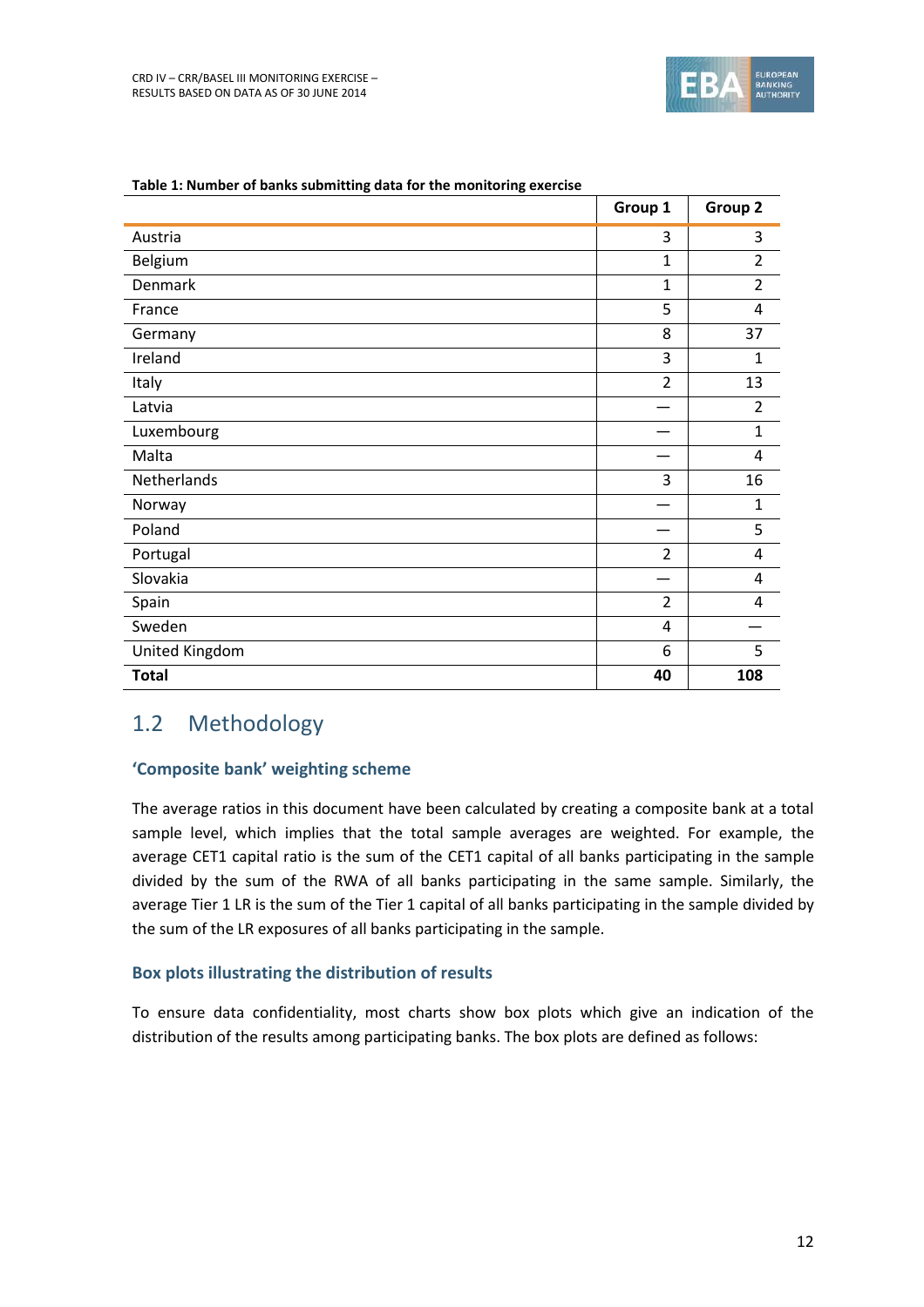**Table 1: Number of banks submitting data for the monitoring exercise**

| | Group 1 | Group 2 |
|---|---|---|
| Austria | 3 | 3 |
| Belgium | 1 | 2 |
| Denmark | 1 | 2 |
| France | 5 | 4 |
| Germany | 8 | 37 |
| Ireland | 3 | 1 |
| Italy | 2 | 13 |
| Latvia | — | 2 |
| Luxembourg | — | 1 |
| Malta | — | 4 |
| Netherlands | 3 | 16 |
| Norway | — | 1 |
| Poland | — | 5 |
| Portugal | 2 | 4 |
| Slovakia | — | 4 |
| Spain | 2 | 4 |
| Sweden | 4 | — |
| United Kingdom | 6 | 5 |
| **Total** | **40** | **108** |

## 1.2 Methodology

### 'Composite bank' weighting scheme

The average ratios in this document have been calculated by creating a composite bank at a total sample level, which implies that the total sample averages are weighted. For example, the average CET1 capital ratio is the sum of the CET1 capital of all banks participating in the sample divided by the sum of the RWA of all banks participating in the same sample. Similarly, the average Tier 1 LR is the sum of the Tier 1 capital of all banks participating in the sample divided by the sum of the LR exposures of all banks participating in the sample.

### Box plots illustrating the distribution of results

To ensure data confidentiality, most charts show box plots which give an indication of the distribution of the results among participating banks. The box plots are defined as follows: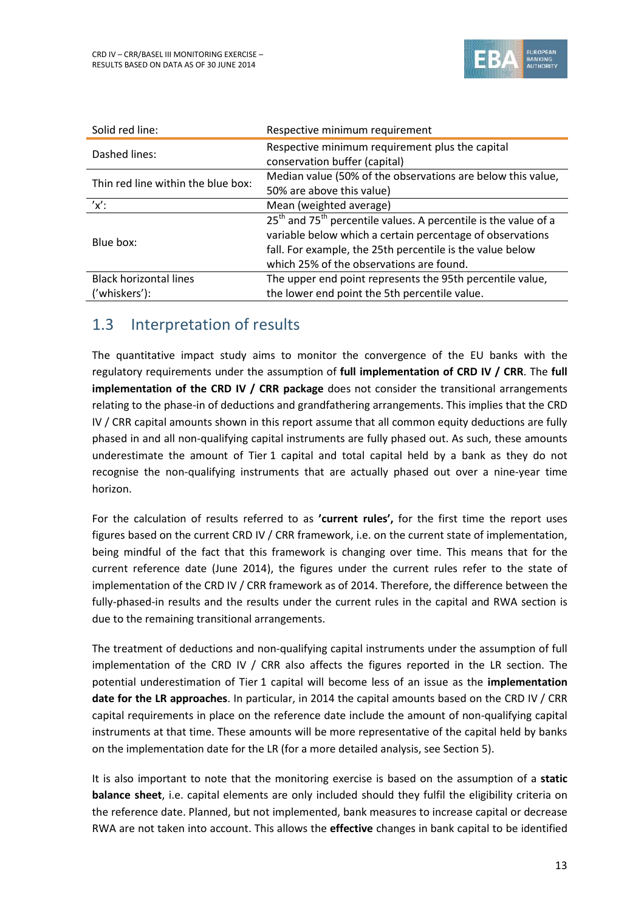| Solid red line: | Respective minimum requirement |
| --- | --- |
| Dashed lines: | Respective minimum requirement plus the capital conservation buffer (capital) |
| Thin red line within the blue box: | Median value (50% of the observations are below this value, 50% are above this value) |
| 'x': | Mean (weighted average) |
| Blue box: | 25th and 75th percentile values. A percentile is the value of a variable below which a certain percentage of observations fall. For example, the 25th percentile is the value below which 25% of the observations are found. |
| Black horizontal lines ('whiskers'): | The upper end point represents the 95th percentile value, the lower end point the 5th percentile value. |

## 1.3 Interpretation of results

The quantitative impact study aims to monitor the convergence of the EU banks with the regulatory requirements under the assumption of **full implementation of CRD IV / CRR**. The **full implementation of the CRD IV / CRR package** does not consider the transitional arrangements relating to the phase-in of deductions and grandfathering arrangements. This implies that the CRD IV / CRR capital amounts shown in this report assume that all common equity deductions are fully phased in and all non-qualifying capital instruments are fully phased out. As such, these amounts underestimate the amount of Tier 1 capital and total capital held by a bank as they do not recognise the non-qualifying instruments that are actually phased out over a nine-year time horizon.

For the calculation of results referred to as **'current rules',** for the first time the report uses figures based on the current CRD IV / CRR framework, i.e. on the current state of implementation, being mindful of the fact that this framework is changing over time. This means that for the current reference date (June 2014), the figures under the current rules refer to the state of implementation of the CRD IV / CRR framework as of 2014. Therefore, the difference between the fully-phased-in results and the results under the current rules in the capital and RWA section is due to the remaining transitional arrangements.

The treatment of deductions and non-qualifying capital instruments under the assumption of full implementation of the CRD IV / CRR also affects the figures reported in the LR section. The potential underestimation of Tier 1 capital will become less of an issue as the **implementation date for the LR approaches**. In particular, in 2014 the capital amounts based on the CRD IV / CRR capital requirements in place on the reference date include the amount of non-qualifying capital instruments at that time. These amounts will be more representative of the capital held by banks on the implementation date for the LR (for a more detailed analysis, see Section 5).

It is also important to note that the monitoring exercise is based on the assumption of a **static balance sheet**, i.e. capital elements are only included should they fulfil the eligibility criteria on the reference date. Planned, but not implemented, bank measures to increase capital or decrease RWA are not taken into account. This allows the **effective** changes in bank capital to be identified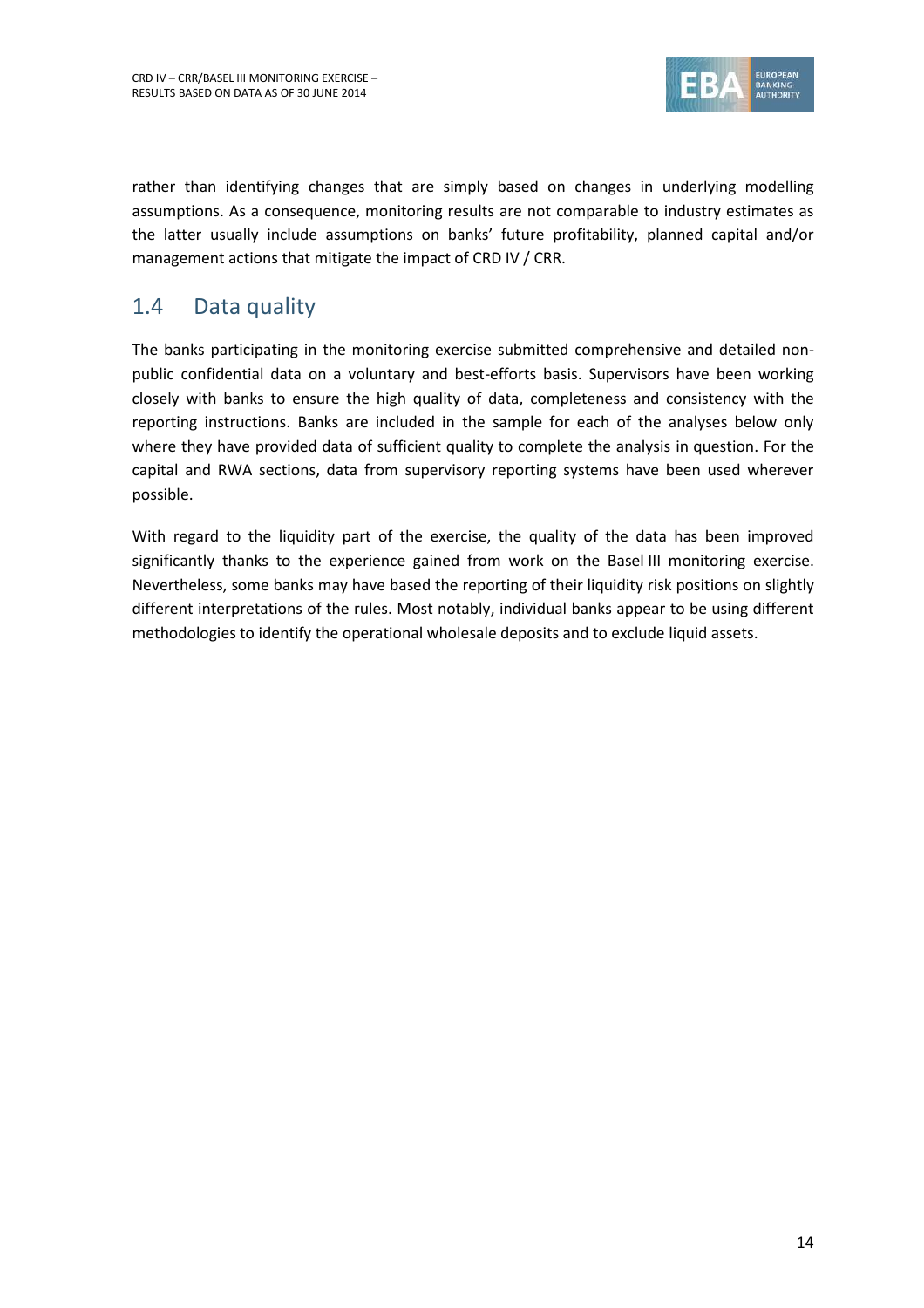rather than identifying changes that are simply based on changes in underlying modelling assumptions. As a consequence, monitoring results are not comparable to industry estimates as the latter usually include assumptions on banks' future profitability, planned capital and/or management actions that mitigate the impact of CRD IV / CRR.

## 1.4 Data quality

The banks participating in the monitoring exercise submitted comprehensive and detailed non-public confidential data on a voluntary and best-efforts basis. Supervisors have been working closely with banks to ensure the high quality of data, completeness and consistency with the reporting instructions. Banks are included in the sample for each of the analyses below only where they have provided data of sufficient quality to complete the analysis in question. For the capital and RWA sections, data from supervisory reporting systems have been used wherever possible.

With regard to the liquidity part of the exercise, the quality of the data has been improved significantly thanks to the experience gained from work on the Basel III monitoring exercise. Nevertheless, some banks may have based the reporting of their liquidity risk positions on slightly different interpretations of the rules. Most notably, individual banks appear to be using different methodologies to identify the operational wholesale deposits and to exclude liquid assets.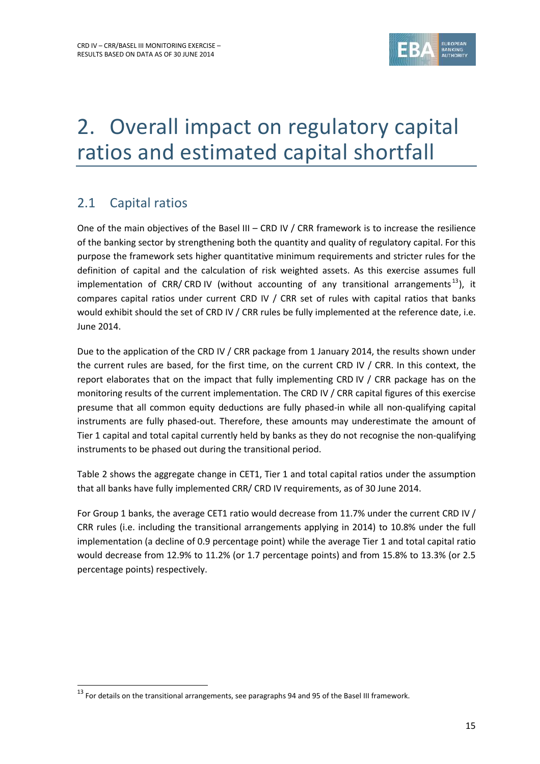# 2. Overall impact on regulatory capital ratios and estimated capital shortfall

## 2.1 Capital ratios

One of the main objectives of the Basel III – CRD IV / CRR framework is to increase the resilience of the banking sector by strengthening both the quantity and quality of regulatory capital. For this purpose the framework sets higher quantitative minimum requirements and stricter rules for the definition of capital and the calculation of risk weighted assets. As this exercise assumes full implementation of CRR/ CRD IV (without accounting of any transitional arrangements[13]), it compares capital ratios under current CRD IV / CRR set of rules with capital ratios that banks would exhibit should the set of CRD IV / CRR rules be fully implemented at the reference date, i.e. June 2014.

Due to the application of the CRD IV / CRR package from 1 January 2014, the results shown under the current rules are based, for the first time, on the current CRD IV / CRR. In this context, the report elaborates that on the impact that fully implementing CRD IV / CRR package has on the monitoring results of the current implementation. The CRD IV / CRR capital figures of this exercise presume that all common equity deductions are fully phased-in while all non-qualifying capital instruments are fully phased-out. Therefore, these amounts may underestimate the amount of Tier 1 capital and total capital currently held by banks as they do not recognise the non-qualifying instruments to be phased out during the transitional period.

Table 2 shows the aggregate change in CET1, Tier 1 and total capital ratios under the assumption that all banks have fully implemented CRR/ CRD IV requirements, as of 30 June 2014.

For Group 1 banks, the average CET1 ratio would decrease from 11.7% under the current CRD IV / CRR rules (i.e. including the transitional arrangements applying in 2014) to 10.8% under the full implementation (a decline of 0.9 percentage point) while the average Tier 1 and total capital ratio would decrease from 12.9% to 11.2% (or 1.7 percentage points) and from 15.8% to 13.3% (or 2.5 percentage points) respectively.

[13] For details on the transitional arrangements, see paragraphs 94 and 95 of the Basel III framework.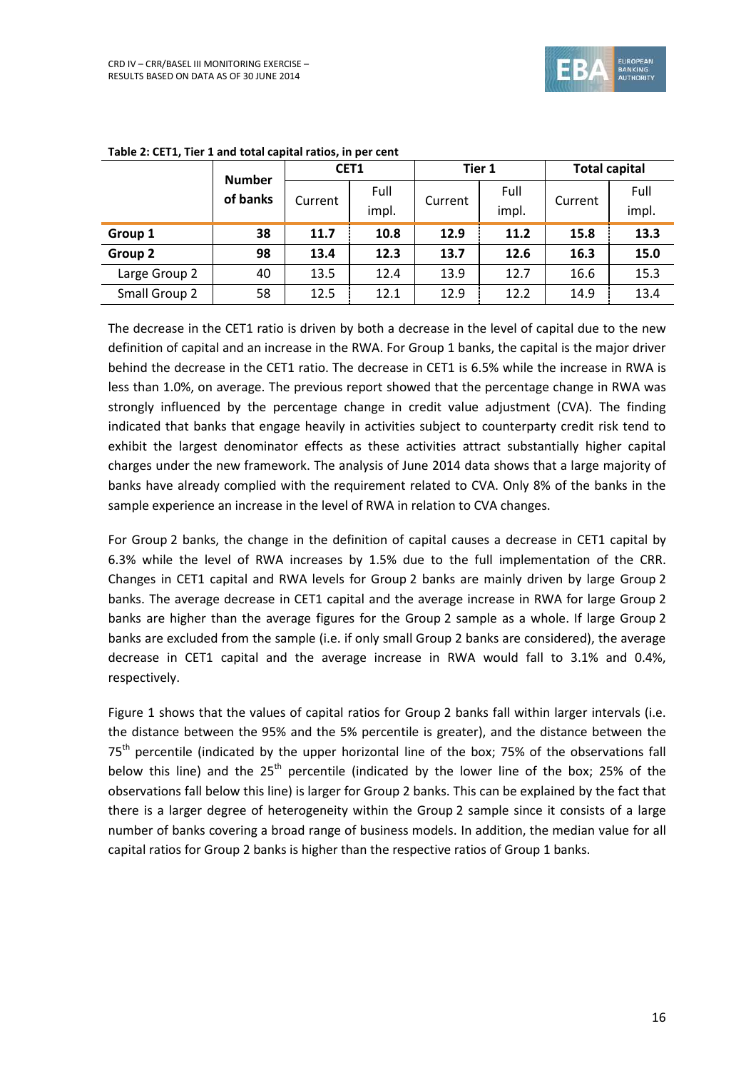**Table 2: CET1, Tier 1 and total capital ratios, in per cent**

| | Number of banks | CET1 | | Tier 1 | | Total capital | |
|---|---|---|---|---|---|---|---|
| | | Current | Full impl. | Current | Full impl. | Current | Full impl. |
| **Group 1** | **38** | **11.7** | **10.8** | **12.9** | **11.2** | **15.8** | **13.3** |
| **Group 2** | **98** | **13.4** | **12.3** | **13.7** | **12.6** | **16.3** | **15.0** |
| Large Group 2 | 40 | 13.5 | 12.4 | 13.9 | 12.7 | 16.6 | 15.3 |
| Small Group 2 | 58 | 12.5 | 12.1 | 12.9 | 12.2 | 14.9 | 13.4 |

The decrease in the CET1 ratio is driven by both a decrease in the level of capital due to the new definition of capital and an increase in the RWA. For Group 1 banks, the capital is the major driver behind the decrease in the CET1 ratio. The decrease in CET1 is 6.5% while the increase in RWA is less than 1.0%, on average. The previous report showed that the percentage change in RWA was strongly influenced by the percentage change in credit value adjustment (CVA). The finding indicated that banks that engage heavily in activities subject to counterparty credit risk tend to exhibit the largest denominator effects as these activities attract substantially higher capital charges under the new framework. The analysis of June 2014 data shows that a large majority of banks have already complied with the requirement related to CVA. Only 8% of the banks in the sample experience an increase in the level of RWA in relation to CVA changes.

For Group 2 banks, the change in the definition of capital causes a decrease in CET1 capital by 6.3% while the level of RWA increases by 1.5% due to the full implementation of the CRR. Changes in CET1 capital and RWA levels for Group 2 banks are mainly driven by large Group 2 banks. The average decrease in CET1 capital and the average increase in RWA for large Group 2 banks are higher than the average figures for the Group 2 sample as a whole. If large Group 2 banks are excluded from the sample (i.e. if only small Group 2 banks are considered), the average decrease in CET1 capital and the average increase in RWA would fall to 3.1% and 0.4%, respectively.

Figure 1 shows that the values of capital ratios for Group 2 banks fall within larger intervals (i.e. the distance between the 95% and the 5% percentile is greater), and the distance between the 75th percentile (indicated by the upper horizontal line of the box; 75% of the observations fall below this line) and the 25th percentile (indicated by the lower line of the box; 25% of the observations fall below this line) is larger for Group 2 banks. This can be explained by the fact that there is a larger degree of heterogeneity within the Group 2 sample since it consists of a large number of banks covering a broad range of business models. In addition, the median value for all capital ratios for Group 2 banks is higher than the respective ratios of Group 1 banks.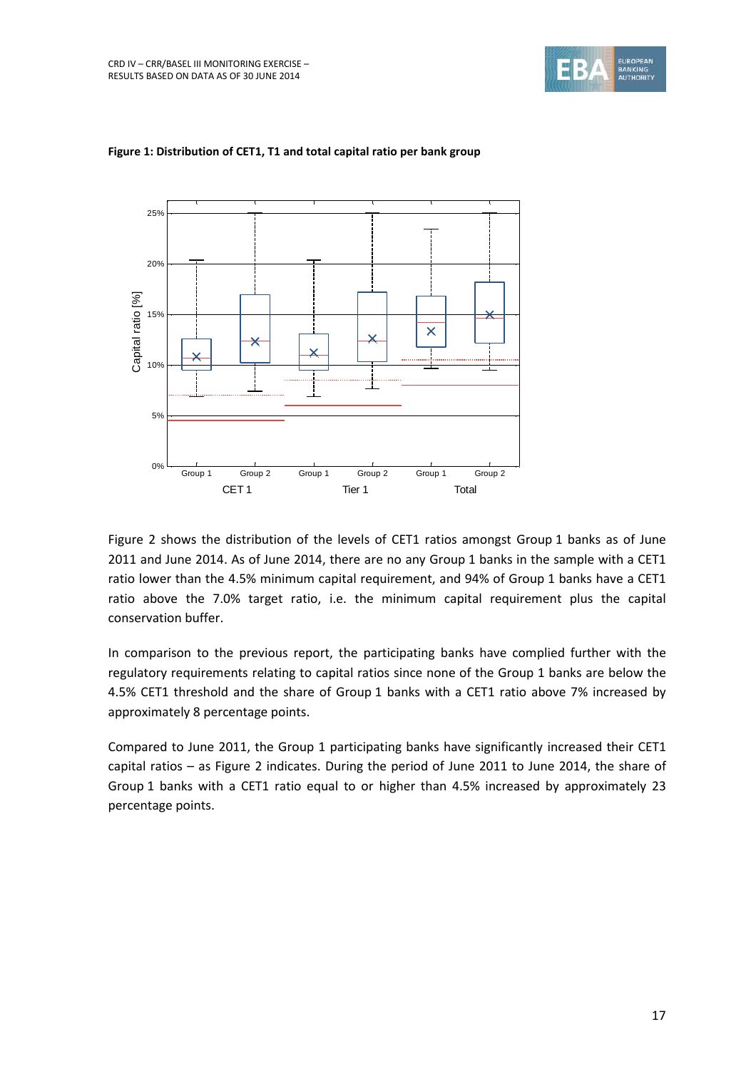**Figure 1: Distribution of CET1, T1 and total capital ratio per bank group**

Figure 2 shows the distribution of the levels of CET1 ratios amongst Group 1 banks as of June 2011 and June 2014. As of June 2014, there are no any Group 1 banks in the sample with a CET1 ratio lower than the 4.5% minimum capital requirement, and 94% of Group 1 banks have a CET1 ratio above the 7.0% target ratio, i.e. the minimum capital requirement plus the capital conservation buffer.

In comparison to the previous report, the participating banks have complied further with the regulatory requirements relating to capital ratios since none of the Group 1 banks are below the 4.5% CET1 threshold and the share of Group 1 banks with a CET1 ratio above 7% increased by approximately 8 percentage points.

Compared to June 2011, the Group 1 participating banks have significantly increased their CET1 capital ratios – as Figure 2 indicates. During the period of June 2011 to June 2014, the share of Group 1 banks with a CET1 ratio equal to or higher than 4.5% increased by approximately 23 percentage points.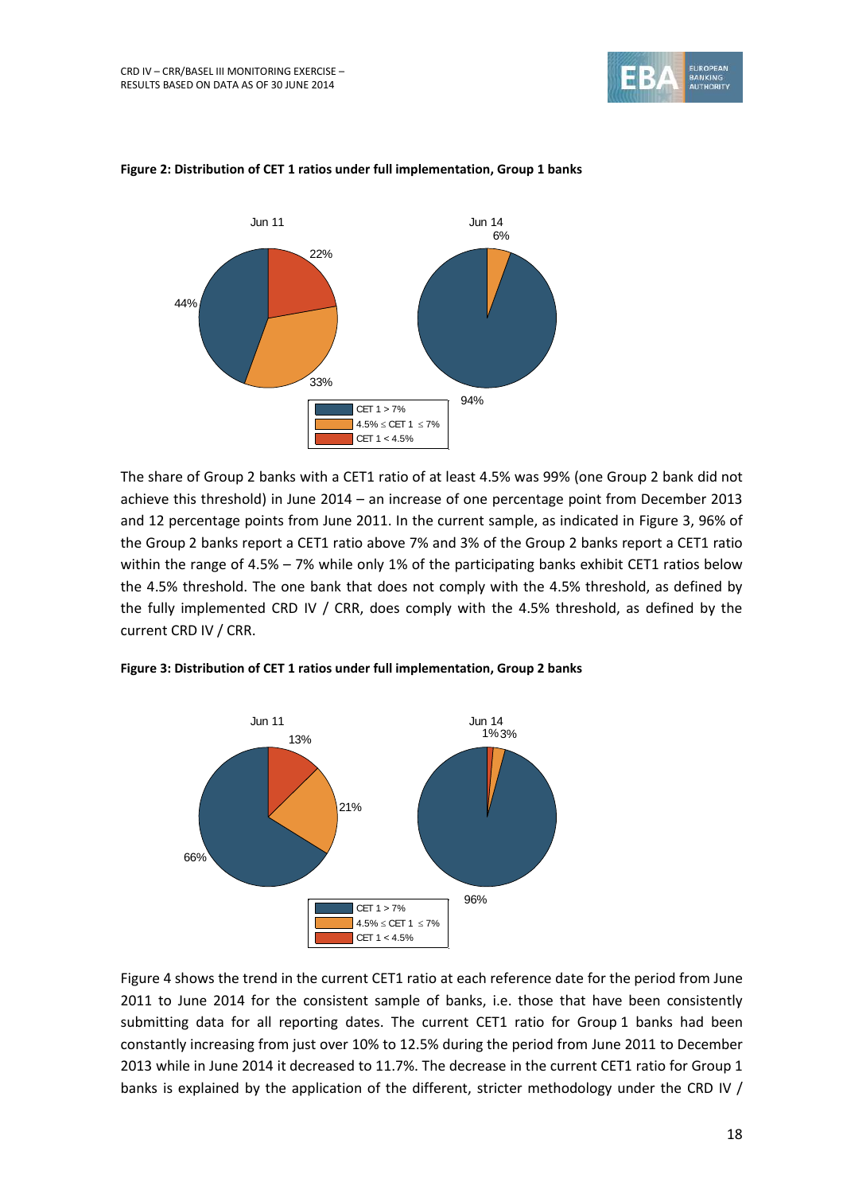**Figure 2: Distribution of CET 1 ratios under full implementation, Group 1 banks**

The share of Group 2 banks with a CET1 ratio of at least 4.5% was 99% (one Group 2 bank did not achieve this threshold) in June 2014 – an increase of one percentage point from December 2013 and 12 percentage points from June 2011. In the current sample, as indicated in Figure 3, 96% of the Group 2 banks report a CET1 ratio above 7% and 3% of the Group 2 banks report a CET1 ratio within the range of 4.5% – 7% while only 1% of the participating banks exhibit CET1 ratios below the 4.5% threshold. The one bank that does not comply with the 4.5% threshold, as defined by the fully implemented CRD IV / CRR, does comply with the 4.5% threshold, as defined by the current CRD IV / CRR.

**Figure 3: Distribution of CET 1 ratios under full implementation, Group 2 banks**

Figure 4 shows the trend in the current CET1 ratio at each reference date for the period from June 2011 to June 2014 for the consistent sample of banks, i.e. those that have been consistently submitting data for all reporting dates. The current CET1 ratio for Group 1 banks had been constantly increasing from just over 10% to 12.5% during the period from June 2011 to December 2013 while in June 2014 it decreased to 11.7%. The decrease in the current CET1 ratio for Group 1 banks is explained by the application of the different, stricter methodology under the CRD IV /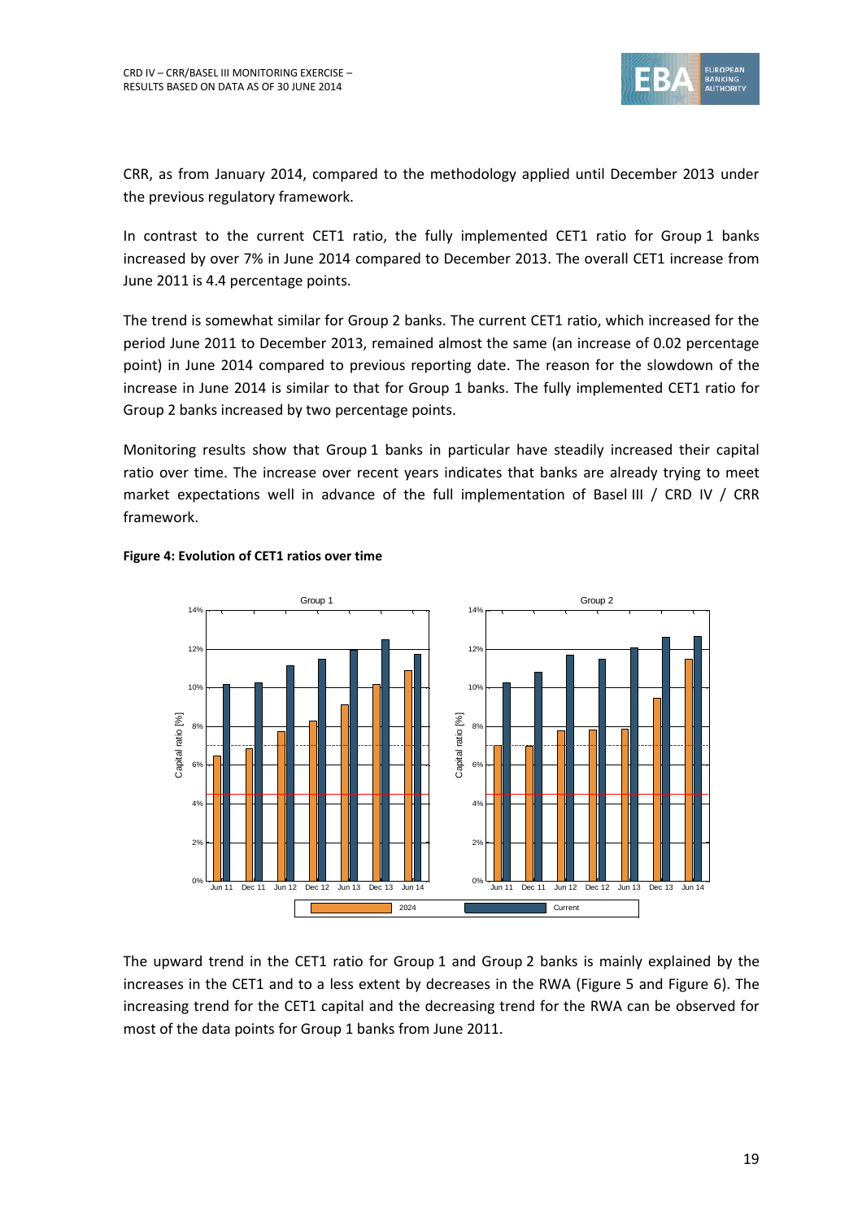CRR, as from January 2014, compared to the methodology applied until December 2013 under the previous regulatory framework.

In contrast to the current CET1 ratio, the fully implemented CET1 ratio for Group 1 banks increased by over 7% in June 2014 compared to December 2013. The overall CET1 increase from June 2011 is 4.4 percentage points.

The trend is somewhat similar for Group 2 banks. The current CET1 ratio, which increased for the period June 2011 to December 2013, remained almost the same (an increase of 0.02 percentage point) in June 2014 compared to previous reporting date. The reason for the slowdown of the increase in June 2014 is similar to that for Group 1 banks. The fully implemented CET1 ratio for Group 2 banks increased by two percentage points.

Monitoring results show that Group 1 banks in particular have steadily increased their capital ratio over time. The increase over recent years indicates that banks are already trying to meet market expectations well in advance of the full implementation of Basel III / CRD IV / CRR framework.

**Figure 4: Evolution of CET1 ratios over time**

The upward trend in the CET1 ratio for Group 1 and Group 2 banks is mainly explained by the increases in the CET1 and to a less extent by decreases in the RWA (Figure 5 and Figure 6). The increasing trend for the CET1 capital and the decreasing trend for the RWA can be observed for most of the data points for Group 1 banks from June 2011.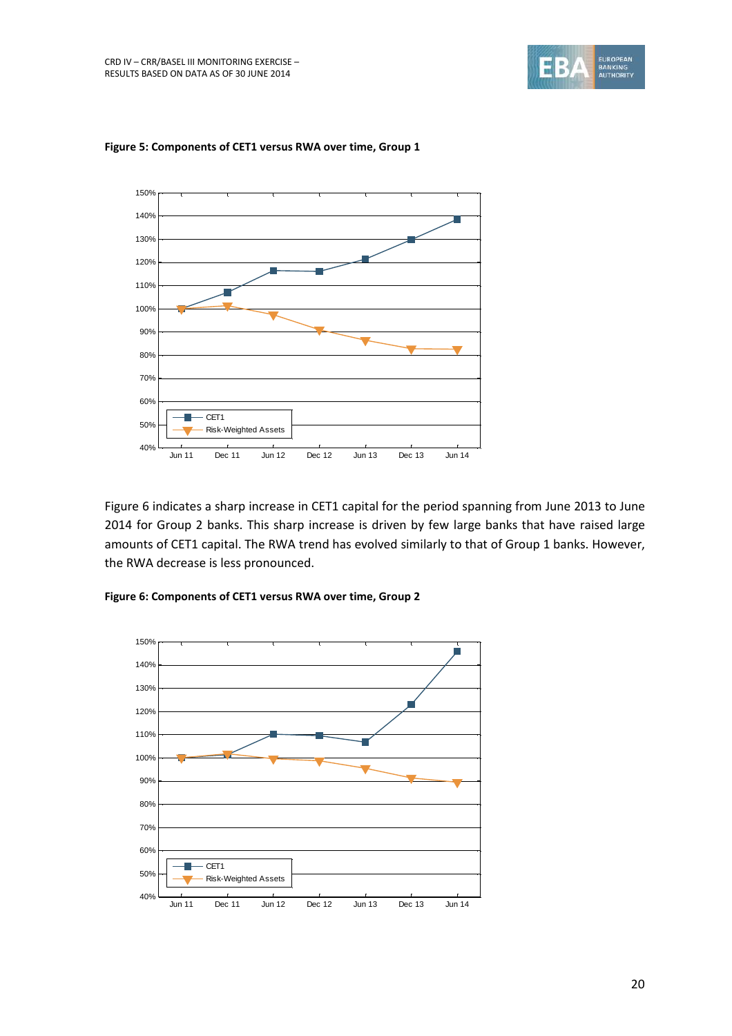**Figure 5: Components of CET1 versus RWA over time, Group 1**

Figure 6 indicates a sharp increase in CET1 capital for the period spanning from June 2013 to June 2014 for Group 2 banks. This sharp increase is driven by few large banks that have raised large amounts of CET1 capital. The RWA trend has evolved similarly to that of Group 1 banks. However, the RWA decrease is less pronounced.

**Figure 6: Components of CET1 versus RWA over time, Group 2**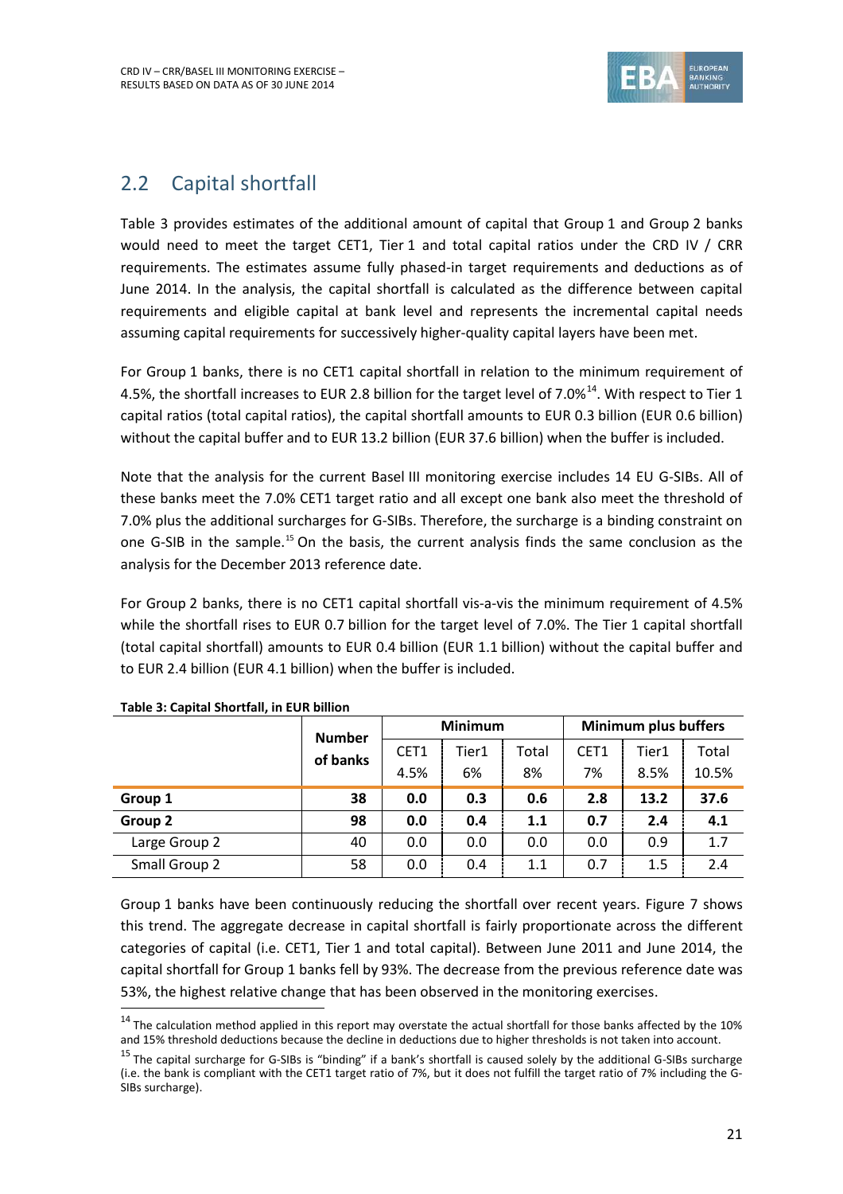## 2.2 Capital shortfall

Table 3 provides estimates of the additional amount of capital that Group 1 and Group 2 banks would need to meet the target CET1, Tier 1 and total capital ratios under the CRD IV / CRR requirements. The estimates assume fully phased-in target requirements and deductions as of June 2014. In the analysis, the capital shortfall is calculated as the difference between capital requirements and eligible capital at bank level and represents the incremental capital needs assuming capital requirements for successively higher-quality capital layers have been met.

For Group 1 banks, there is no CET1 capital shortfall in relation to the minimum requirement of 4.5%, the shortfall increases to EUR 2.8 billion for the target level of 7.0%[14]. With respect to Tier 1 capital ratios (total capital ratios), the capital shortfall amounts to EUR 0.3 billion (EUR 0.6 billion) without the capital buffer and to EUR 13.2 billion (EUR 37.6 billion) when the buffer is included.

Note that the analysis for the current Basel III monitoring exercise includes 14 EU G-SIBs. All of these banks meet the 7.0% CET1 target ratio and all except one bank also meet the threshold of 7.0% plus the additional surcharges for G-SIBs. Therefore, the surcharge is a binding constraint on one G-SIB in the sample.[15] On the basis, the current analysis finds the same conclusion as the analysis for the December 2013 reference date.

For Group 2 banks, there is no CET1 capital shortfall vis-a-vis the minimum requirement of 4.5% while the shortfall rises to EUR 0.7 billion for the target level of 7.0%. The Tier 1 capital shortfall (total capital shortfall) amounts to EUR 0.4 billion (EUR 1.1 billion) without the capital buffer and to EUR 2.4 billion (EUR 4.1 billion) when the buffer is included.

**Table 3: Capital Shortfall, in EUR billion**

| | Number of banks | Minimum | | | Minimum plus buffers | | |
|---|---|---|---|---|---|---|---|
| | | CET1 4.5% | Tier1 6% | Total 8% | CET1 7% | Tier1 8.5% | Total 10.5% |
| **Group 1** | **38** | **0.0** | **0.3** | **0.6** | **2.8** | **13.2** | **37.6** |
| **Group 2** | **98** | **0.0** | **0.4** | **1.1** | **0.7** | **2.4** | **4.1** |
| Large Group 2 | 40 | 0.0 | 0.0 | 0.0 | 0.0 | 0.9 | 1.7 |
| Small Group 2 | 58 | 0.0 | 0.4 | 1.1 | 0.7 | 1.5 | 2.4 |

Group 1 banks have been continuously reducing the shortfall over recent years. Figure 7 shows this trend. The aggregate decrease in capital shortfall is fairly proportionate across the different categories of capital (i.e. CET1, Tier 1 and total capital). Between June 2011 and June 2014, the capital shortfall for Group 1 banks fell by 93%. The decrease from the previous reference date was 53%, the highest relative change that has been observed in the monitoring exercises.

[14] The calculation method applied in this report may overstate the actual shortfall for those banks affected by the 10% and 15% threshold deductions because the decline in deductions due to higher thresholds is not taken into account.

[15] The capital surcharge for G-SIBs is "binding" if a bank's shortfall is caused solely by the additional G-SIBs surcharge (i.e. the bank is compliant with the CET1 target ratio of 7%, but it does not fulfill the target ratio of 7% including the G-SIBs surcharge).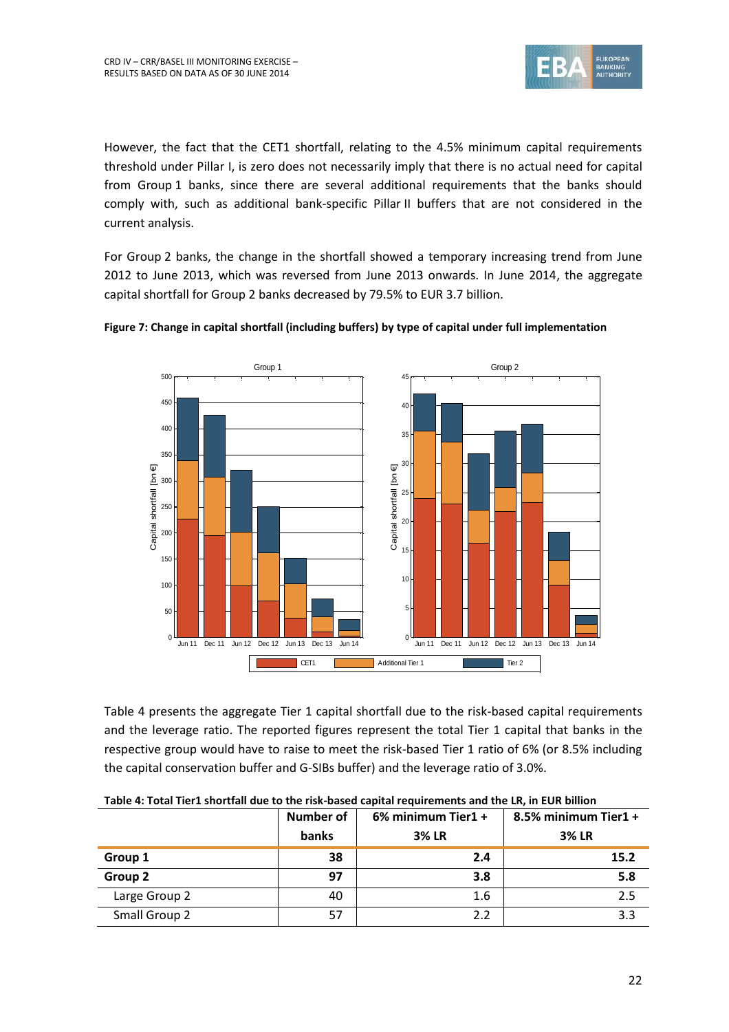However, the fact that the CET1 shortfall, relating to the 4.5% minimum capital requirements threshold under Pillar I, is zero does not necessarily imply that there is no actual need for capital from Group 1 banks, since there are several additional requirements that the banks should comply with, such as additional bank-specific Pillar II buffers that are not considered in the current analysis.

For Group 2 banks, the change in the shortfall showed a temporary increasing trend from June 2012 to June 2013, which was reversed from June 2013 onwards. In June 2014, the aggregate capital shortfall for Group 2 banks decreased by 79.5% to EUR 3.7 billion.

**Figure 7: Change in capital shortfall (including buffers) by type of capital under full implementation**

Table 4 presents the aggregate Tier 1 capital shortfall due to the risk-based capital requirements and the leverage ratio. The reported figures represent the total Tier 1 capital that banks in the respective group would have to raise to meet the risk-based Tier 1 ratio of 6% (or 8.5% including the capital conservation buffer and G-SIBs buffer) and the leverage ratio of 3.0%.

**Table 4: Total Tier1 shortfall due to the risk-based capital requirements and the LR, in EUR billion**

| | Number of banks | 6% minimum Tier1 + 3% LR | 8.5% minimum Tier1 + 3% LR |
|---|---|---|---|
| **Group 1** | **38** | **2.4** | **15.2** |
| **Group 2** | **97** | **3.8** | **5.8** |
| Large Group 2 | 40 | 1.6 | 2.5 |
| Small Group 2 | 57 | 2.2 | 3.3 |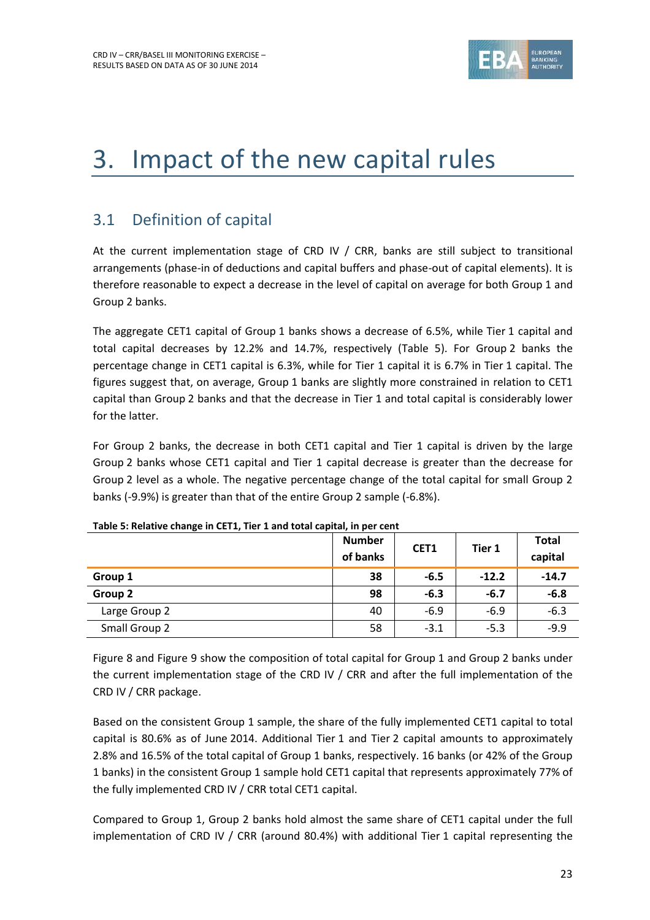# 3. Impact of the new capital rules

## 3.1 Definition of capital

At the current implementation stage of CRD IV / CRR, banks are still subject to transitional arrangements (phase-in of deductions and capital buffers and phase-out of capital elements). It is therefore reasonable to expect a decrease in the level of capital on average for both Group 1 and Group 2 banks.

The aggregate CET1 capital of Group 1 banks shows a decrease of 6.5%, while Tier 1 capital and total capital decreases by 12.2% and 14.7%, respectively (Table 5). For Group 2 banks the percentage change in CET1 capital is 6.3%, while for Tier 1 capital it is 6.7% in Tier 1 capital. The figures suggest that, on average, Group 1 banks are slightly more constrained in relation to CET1 capital than Group 2 banks and that the decrease in Tier 1 and total capital is considerably lower for the latter.

For Group 2 banks, the decrease in both CET1 capital and Tier 1 capital is driven by the large Group 2 banks whose CET1 capital and Tier 1 capital decrease is greater than the decrease for Group 2 level as a whole. The negative percentage change of the total capital for small Group 2 banks (-9.9%) is greater than that of the entire Group 2 sample (-6.8%).

**Table 5: Relative change in CET1, Tier 1 and total capital, in per cent**

| | Number of banks | CET1 | Tier 1 | Total capital |
|---|---|---|---|---|
| **Group 1** | **38** | **-6.5** | **-12.2** | **-14.7** |
| **Group 2** | **98** | **-6.3** | **-6.7** | **-6.8** |
| Large Group 2 | 40 | -6.9 | -6.9 | -6.3 |
| Small Group 2 | 58 | -3.1 | -5.3 | -9.9 |

Figure 8 and Figure 9 show the composition of total capital for Group 1 and Group 2 banks under the current implementation stage of the CRD IV / CRR and after the full implementation of the CRD IV / CRR package.

Based on the consistent Group 1 sample, the share of the fully implemented CET1 capital to total capital is 80.6% as of June 2014. Additional Tier 1 and Tier 2 capital amounts to approximately 2.8% and 16.5% of the total capital of Group 1 banks, respectively. 16 banks (or 42% of the Group 1 banks) in the consistent Group 1 sample hold CET1 capital that represents approximately 77% of the fully implemented CRD IV / CRR total CET1 capital.

Compared to Group 1, Group 2 banks hold almost the same share of CET1 capital under the full implementation of CRD IV / CRR (around 80.4%) with additional Tier 1 capital representing the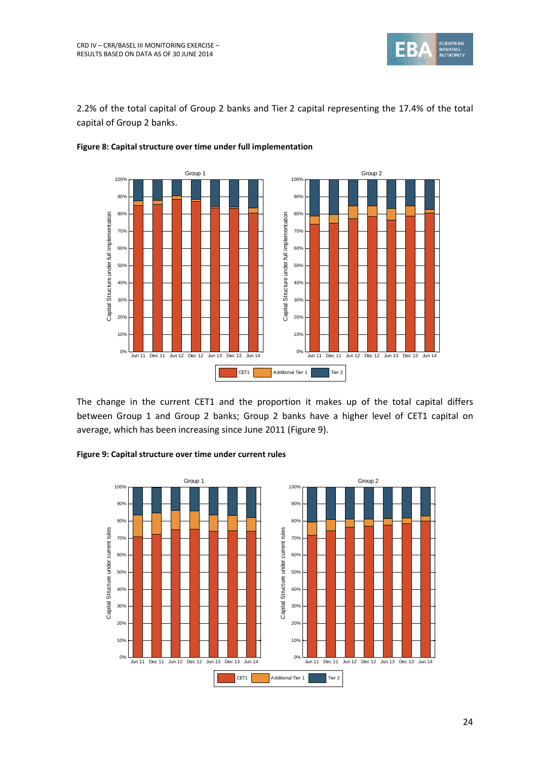2.2% of the total capital of Group 2 banks and Tier 2 capital representing the 17.4% of the total capital of Group 2 banks.

**Figure 8: Capital structure over time under full implementation**

The change in the current CET1 and the proportion it makes up of the total capital differs between Group 1 and Group 2 banks; Group 2 banks have a higher level of CET1 capital on average, which has been increasing since June 2011 (Figure 9).

**Figure 9: Capital structure over time under current rules**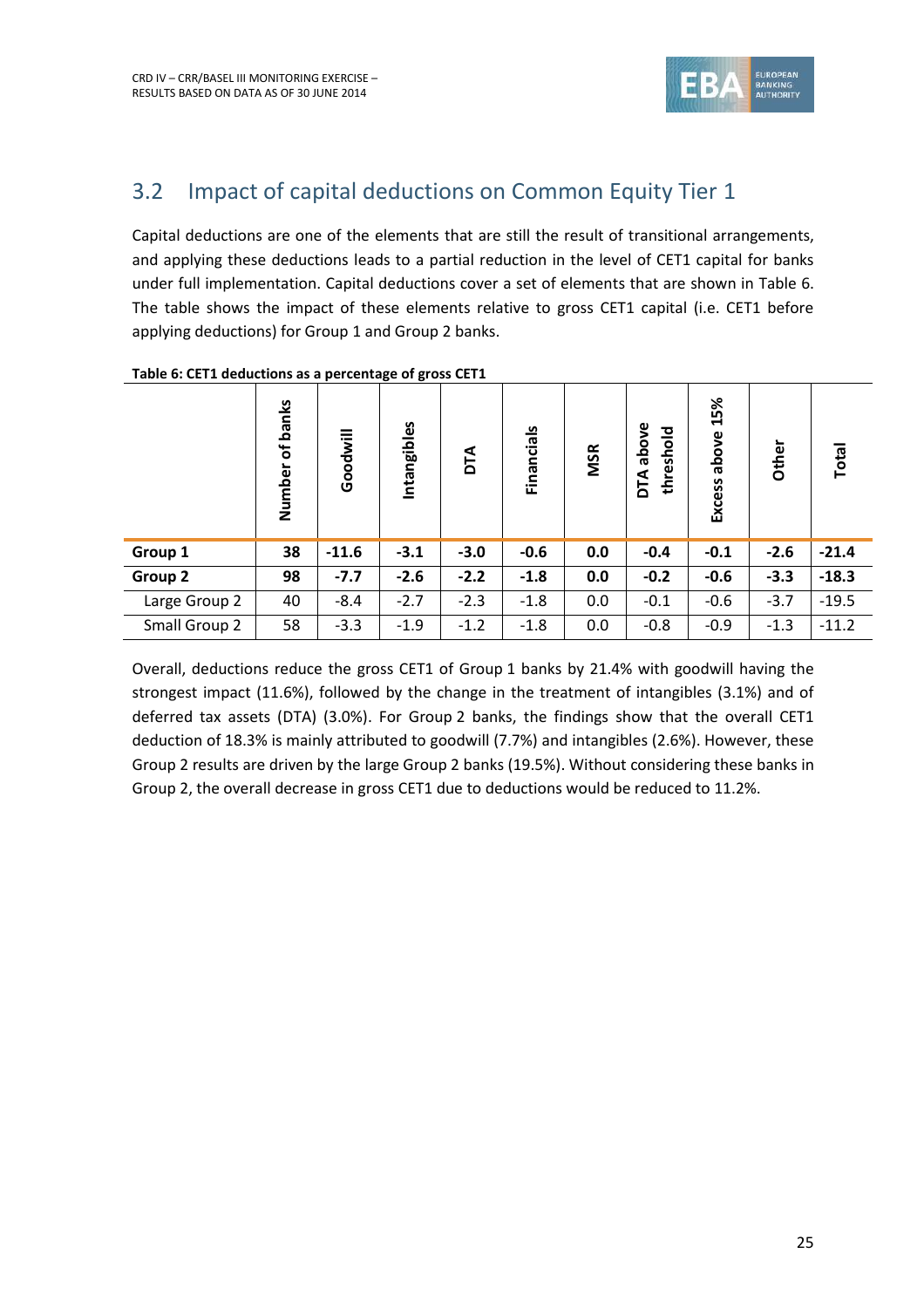## 3.2 Impact of capital deductions on Common Equity Tier 1

Capital deductions are one of the elements that are still the result of transitional arrangements, and applying these deductions leads to a partial reduction in the level of CET1 capital for banks under full implementation. Capital deductions cover a set of elements that are shown in Table 6. The table shows the impact of these elements relative to gross CET1 capital (i.e. CET1 before applying deductions) for Group 1 and Group 2 banks.

**Table 6: CET1 deductions as a percentage of gross CET1**

| | Number of banks | Goodwill | Intangibles | DTA | Financials | MSR | DTA above threshold | Excess above 15% | Other | Total |
|---|---|---|---|---|---|---|---|---|---|---|
| **Group 1** | **38** | **-11.6** | **-3.1** | **-3.0** | **-0.6** | **0.0** | **-0.4** | **-0.1** | **-2.6** | **-21.4** |
| **Group 2** | **98** | **-7.7** | **-2.6** | **-2.2** | **-1.8** | **0.0** | **-0.2** | **-0.6** | **-3.3** | **-18.3** |
| Large Group 2 | 40 | -8.4 | -2.7 | -2.3 | -1.8 | 0.0 | -0.1 | -0.6 | -3.7 | -19.5 |
| Small Group 2 | 58 | -3.3 | -1.9 | -1.2 | -1.8 | 0.0 | -0.8 | -0.9 | -1.3 | -11.2 |

Overall, deductions reduce the gross CET1 of Group 1 banks by 21.4% with goodwill having the strongest impact (11.6%), followed by the change in the treatment of intangibles (3.1%) and of deferred tax assets (DTA) (3.0%). For Group 2 banks, the findings show that the overall CET1 deduction of 18.3% is mainly attributed to goodwill (7.7%) and intangibles (2.6%). However, these Group 2 results are driven by the large Group 2 banks (19.5%). Without considering these banks in Group 2, the overall decrease in gross CET1 due to deductions would be reduced to 11.2%.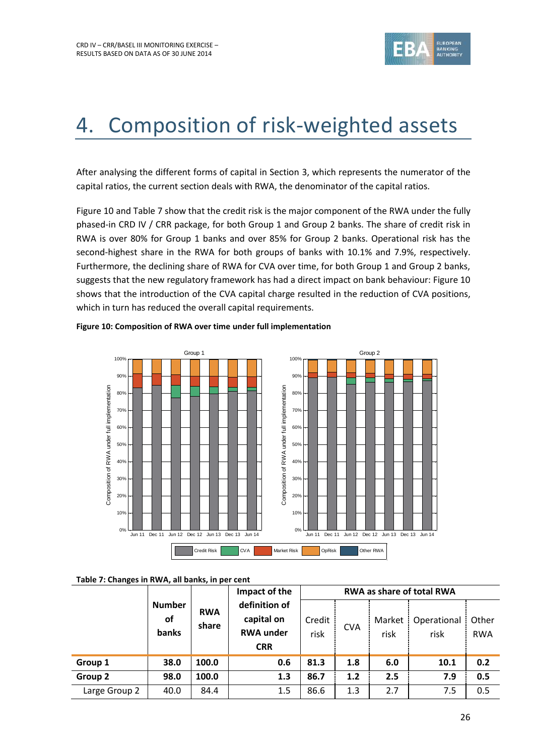# 4. Composition of risk-weighted assets

After analysing the different forms of capital in Section 3, which represents the numerator of the capital ratios, the current section deals with RWA, the denominator of the capital ratios.

Figure 10 and Table 7 show that the credit risk is the major component of the RWA under the fully phased-in CRD IV / CRR package, for both Group 1 and Group 2 banks. The share of credit risk in RWA is over 80% for Group 1 banks and over 85% for Group 2 banks. Operational risk has the second-highest share in the RWA for both groups of banks with 10.1% and 7.9%, respectively. Furthermore, the declining share of RWA for CVA over time, for both Group 1 and Group 2 banks, suggests that the new regulatory framework has had a direct impact on bank behaviour: Figure 10 shows that the introduction of the CVA capital charge resulted in the reduction of CVA positions, which in turn has reduced the overall capital requirements.

**Figure 10: Composition of RWA over time under full implementation**

**Table 7: Changes in RWA, all banks, in per cent**

| | Number of banks | RWA share | Impact of the definition of capital on RWA under CRR | RWA as share of total RWA | | | | |
|---|---|---|---|---|---|---|---|---|
| | | | | Credit risk | CVA | Market risk | Operational risk | Other RWA |
| **Group 1** | **38.0** | **100.0** | **0.6** | **81.3** | **1.8** | **6.0** | **10.1** | **0.2** |
| **Group 2** | **98.0** | **100.0** | **1.3** | **86.7** | **1.2** | **2.5** | **7.9** | **0.5** |
| Large Group 2 | 40.0 | 84.4 | 1.5 | 86.6 | 1.3 | 2.7 | 7.5 | 0.5 |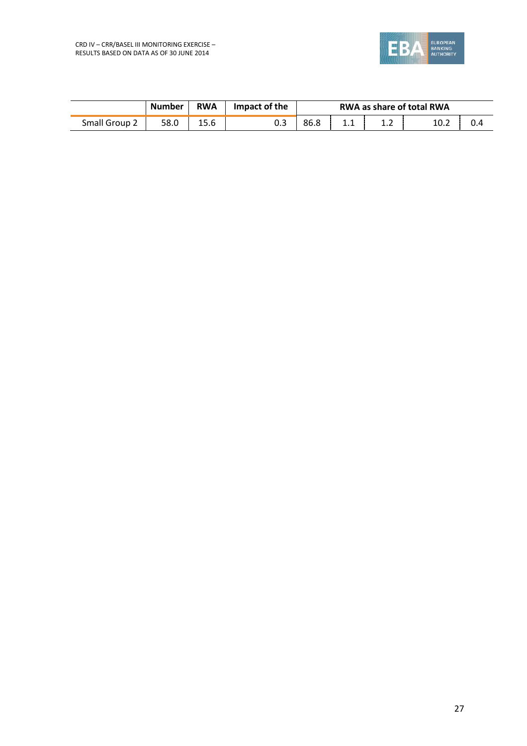| | Number | RWA | Impact of the | RWA as share of total RWA | | | | |
|---|---|---|---|---|---|---|---|---|
| Small Group 2 | 58.0 | 15.6 | 0.3 | 86.8 | 1.1 | 1.2 | 10.2 | 0.4 |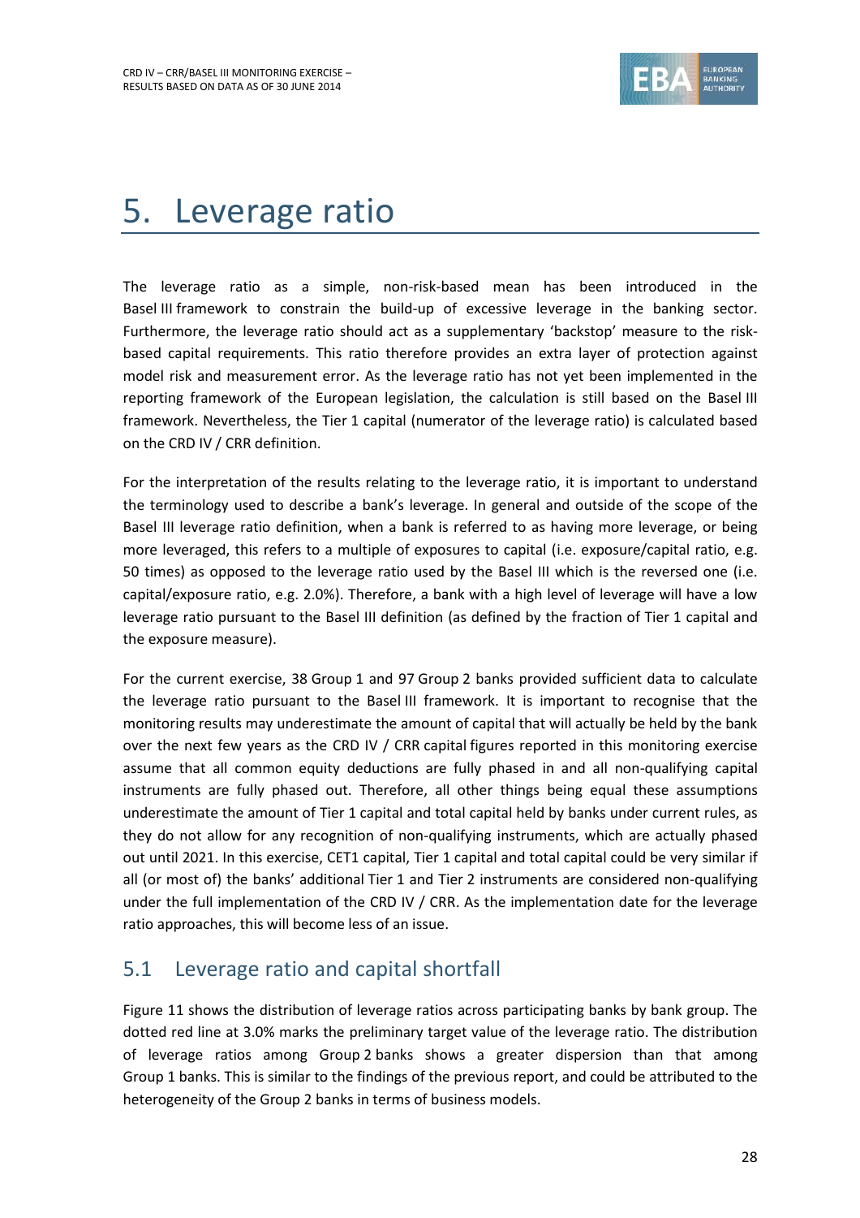# 5. Leverage ratio

The leverage ratio as a simple, non-risk-based mean has been introduced in the Basel III framework to constrain the build-up of excessive leverage in the banking sector. Furthermore, the leverage ratio should act as a supplementary 'backstop' measure to the risk-based capital requirements. This ratio therefore provides an extra layer of protection against model risk and measurement error. As the leverage ratio has not yet been implemented in the reporting framework of the European legislation, the calculation is still based on the Basel III framework. Nevertheless, the Tier 1 capital (numerator of the leverage ratio) is calculated based on the CRD IV / CRR definition.

For the interpretation of the results relating to the leverage ratio, it is important to understand the terminology used to describe a bank's leverage. In general and outside of the scope of the Basel III leverage ratio definition, when a bank is referred to as having more leverage, or being more leveraged, this refers to a multiple of exposures to capital (i.e. exposure/capital ratio, e.g. 50 times) as opposed to the leverage ratio used by the Basel III which is the reversed one (i.e. capital/exposure ratio, e.g. 2.0%). Therefore, a bank with a high level of leverage will have a low leverage ratio pursuant to the Basel III definition (as defined by the fraction of Tier 1 capital and the exposure measure).

For the current exercise, 38 Group 1 and 97 Group 2 banks provided sufficient data to calculate the leverage ratio pursuant to the Basel III framework. It is important to recognise that the monitoring results may underestimate the amount of capital that will actually be held by the bank over the next few years as the CRD IV / CRR capital figures reported in this monitoring exercise assume that all common equity deductions are fully phased in and all non-qualifying capital instruments are fully phased out. Therefore, all other things being equal these assumptions underestimate the amount of Tier 1 capital and total capital held by banks under current rules, as they do not allow for any recognition of non-qualifying instruments, which are actually phased out until 2021. In this exercise, CET1 capital, Tier 1 capital and total capital could be very similar if all (or most of) the banks' additional Tier 1 and Tier 2 instruments are considered non-qualifying under the full implementation of the CRD IV / CRR. As the implementation date for the leverage ratio approaches, this will become less of an issue.

## 5.1 Leverage ratio and capital shortfall

Figure 11 shows the distribution of leverage ratios across participating banks by bank group. The dotted red line at 3.0% marks the preliminary target value of the leverage ratio. The distribution of leverage ratios among Group 2 banks shows a greater dispersion than that among Group 1 banks. This is similar to the findings of the previous report, and could be attributed to the heterogeneity of the Group 2 banks in terms of business models.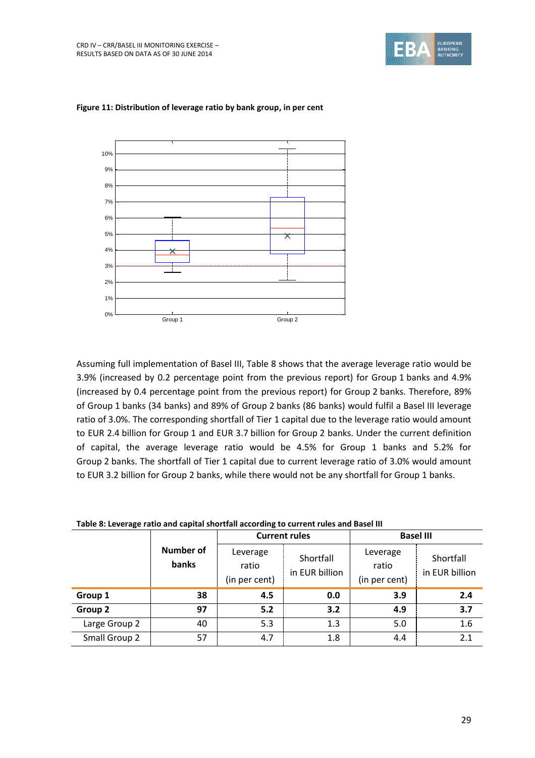**Figure 11: Distribution of leverage ratio by bank group, in per cent**

Assuming full implementation of Basel III, Table 8 shows that the average leverage ratio would be 3.9% (increased by 0.2 percentage point from the previous report) for Group 1 banks and 4.9% (increased by 0.4 percentage point from the previous report) for Group 2 banks. Therefore, 89% of Group 1 banks (34 banks) and 89% of Group 2 banks (86 banks) would fulfil a Basel III leverage ratio of 3.0%. The corresponding shortfall of Tier 1 capital due to the leverage ratio would amount to EUR 2.4 billion for Group 1 and EUR 3.7 billion for Group 2 banks. Under the current definition of capital, the average leverage ratio would be 4.5% for Group 1 banks and 5.2% for Group 2 banks. The shortfall of Tier 1 capital due to current leverage ratio of 3.0% would amount to EUR 3.2 billion for Group 2 banks, while there would not be any shortfall for Group 1 banks.

**Table 8: Leverage ratio and capital shortfall according to current rules and Basel III**

| | **Number of banks** | **Current rules** | | **Basel III** | |
|---|---|---|---|---|---|
| | | Leverage ratio (in per cent) | Shortfall in EUR billion | Leverage ratio (in per cent) | Shortfall in EUR billion |
| **Group 1** | **38** | **4.5** | **0.0** | **3.9** | **2.4** |
| **Group 2** | **97** | **5.2** | **3.2** | **4.9** | **3.7** |
| Large Group 2 | 40 | 5.3 | 1.3 | 5.0 | 1.6 |
| Small Group 2 | 57 | 4.7 | 1.8 | 4.4 | 2.1 |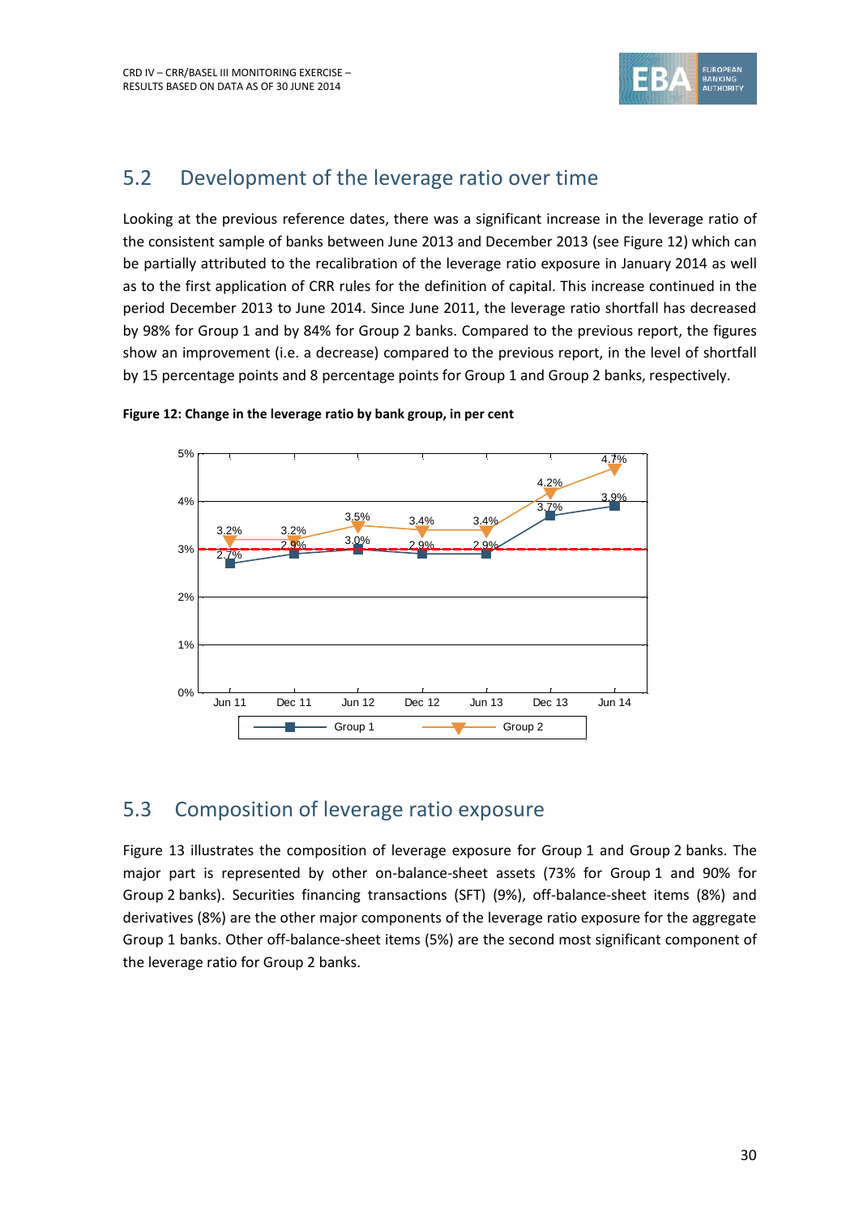## 5.2 Development of the leverage ratio over time

Looking at the previous reference dates, there was a significant increase in the leverage ratio of the consistent sample of banks between June 2013 and December 2013 (see Figure 12) which can be partially attributed to the recalibration of the leverage ratio exposure in January 2014 as well as to the first application of CRR rules for the definition of capital. This increase continued in the period December 2013 to June 2014. Since June 2011, the leverage ratio shortfall has decreased by 98% for Group 1 and by 84% for Group 2 banks. Compared to the previous report, the figures show an improvement (i.e. a decrease) compared to the previous report, in the level of shortfall by 15 percentage points and 8 percentage points for Group 1 and Group 2 banks, respectively.

**Figure 12: Change in the leverage ratio by bank group, in per cent**

| | Jun 11 | Dec 11 | Jun 12 | Dec 12 | Jun 13 | Dec 13 | Jun 14 |
|---|---|---|---|---|---|---|---|
| Group 1 | 2.7% | 2.9% | 3.0% | 2.9% | 2.9% | 3.7% | 3.9% |
| Group 2 | 3.2% | 3.2% | 3.5% | 3.4% | 3.4% | 4.2% | 4.7% |

## 5.3 Composition of leverage ratio exposure

Figure 13 illustrates the composition of leverage exposure for Group 1 and Group 2 banks. The major part is represented by other on-balance-sheet assets (73% for Group 1 and 90% for Group 2 banks). Securities financing transactions (SFT) (9%), off-balance-sheet items (8%) and derivatives (8%) are the other major components of the leverage ratio exposure for the aggregate Group 1 banks. Other off-balance-sheet items (5%) are the second most significant component of the leverage ratio for Group 2 banks.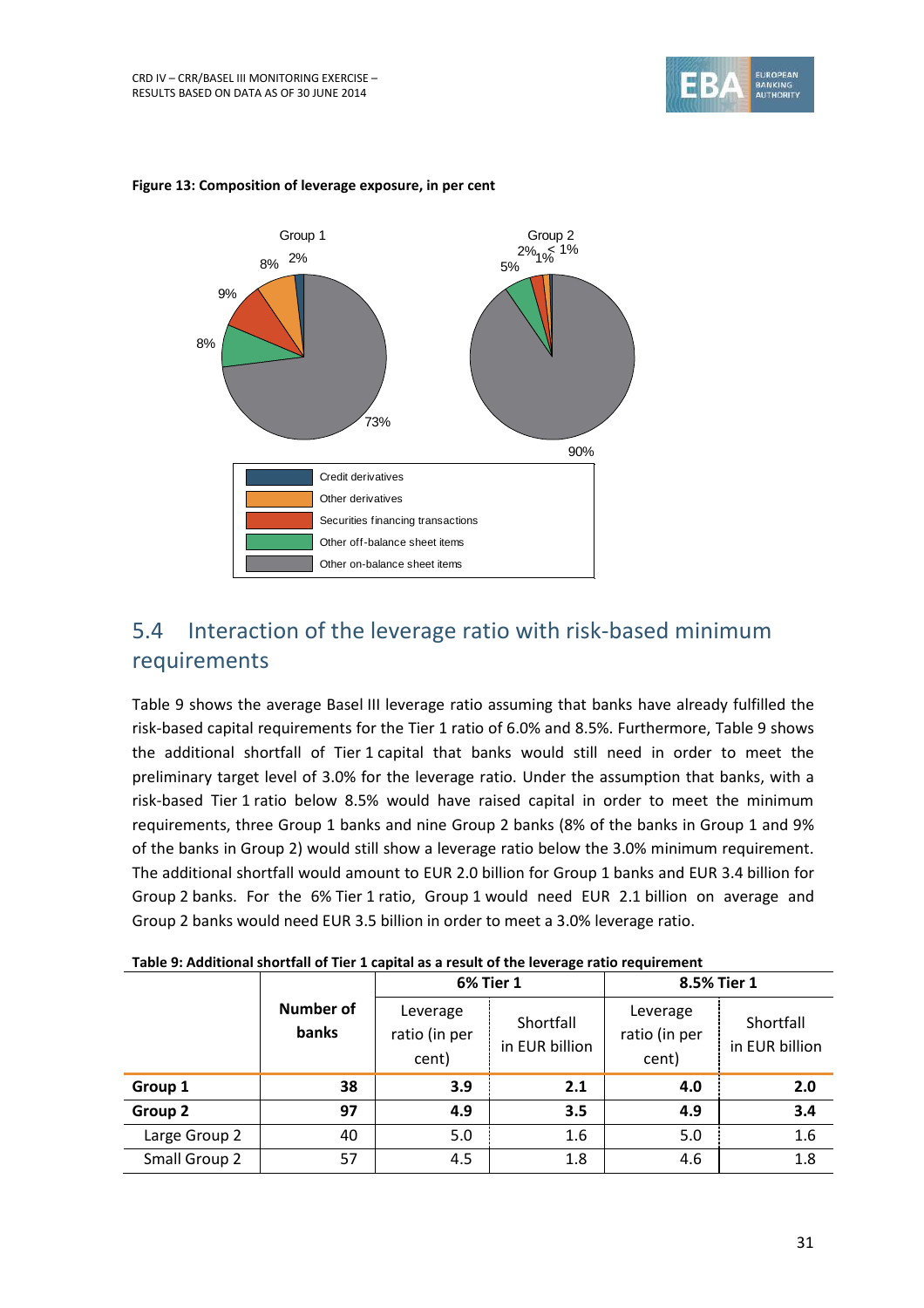**Figure 13: Composition of leverage exposure, in per cent**

Group 1: 2%, 8%, 9%, 8%, 73%

Group 2: < 1%, 1%, 2%, 5%, 90%

- Credit derivatives
- Other derivatives
- Securities financing transactions
- Other off-balance sheet items
- Other on-balance sheet items

## 5.4 Interaction of the leverage ratio with risk-based minimum requirements

Table 9 shows the average Basel III leverage ratio assuming that banks have already fulfilled the risk-based capital requirements for the Tier 1 ratio of 6.0% and 8.5%. Furthermore, Table 9 shows the additional shortfall of Tier 1 capital that banks would still need in order to meet the preliminary target level of 3.0% for the leverage ratio. Under the assumption that banks, with a risk-based Tier 1 ratio below 8.5% would have raised capital in order to meet the minimum requirements, three Group 1 banks and nine Group 2 banks (8% of the banks in Group 1 and 9% of the banks in Group 2) would still show a leverage ratio below the 3.0% minimum requirement. The additional shortfall would amount to EUR 2.0 billion for Group 1 banks and EUR 3.4 billion for Group 2 banks. For the 6% Tier 1 ratio, Group 1 would need EUR 2.1 billion on average and Group 2 banks would need EUR 3.5 billion in order to meet a 3.0% leverage ratio.

**Table 9: Additional shortfall of Tier 1 capital as a result of the leverage ratio requirement**

| | Number of banks | 6% Tier 1 | | 8.5% Tier 1 | |
|---|---|---|---|---|---|
| | | Leverage ratio (in per cent) | Shortfall in EUR billion | Leverage ratio (in per cent) | Shortfall in EUR billion |
| **Group 1** | **38** | **3.9** | **2.1** | **4.0** | **2.0** |
| **Group 2** | **97** | **4.9** | **3.5** | **4.9** | **3.4** |
| Large Group 2 | 40 | 5.0 | 1.6 | 5.0 | 1.6 |
| Small Group 2 | 57 | 4.5 | 1.8 | 4.6 | 1.8 |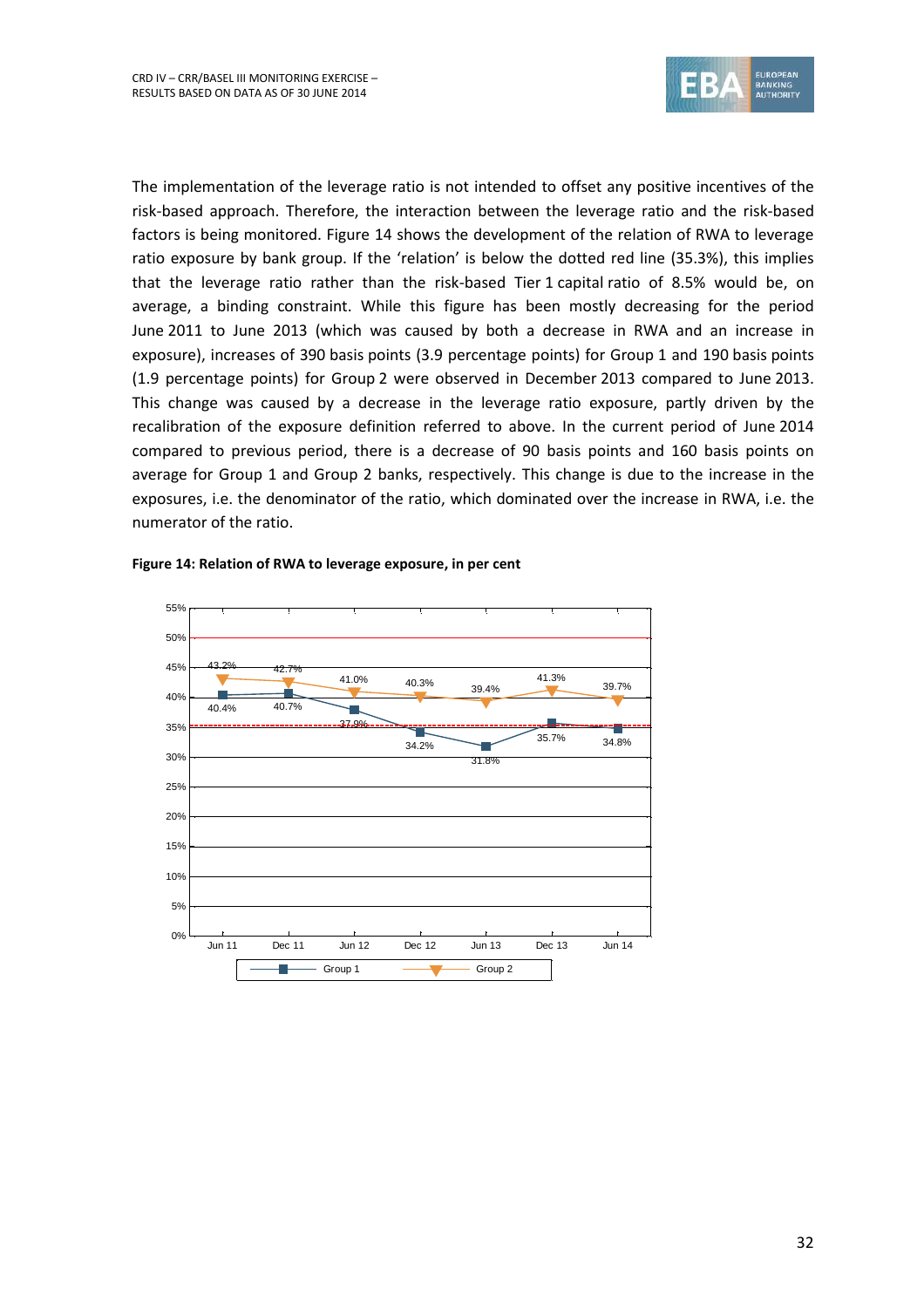The implementation of the leverage ratio is not intended to offset any positive incentives of the risk-based approach. Therefore, the interaction between the leverage ratio and the risk-based factors is being monitored. Figure 14 shows the development of the relation of RWA to leverage ratio exposure by bank group. If the 'relation' is below the dotted red line (35.3%), this implies that the leverage ratio rather than the risk-based Tier 1 capital ratio of 8.5% would be, on average, a binding constraint. While this figure has been mostly decreasing for the period June 2011 to June 2013 (which was caused by both a decrease in RWA and an increase in exposure), increases of 390 basis points (3.9 percentage points) for Group 1 and 190 basis points (1.9 percentage points) for Group 2 were observed in December 2013 compared to June 2013. This change was caused by a decrease in the leverage ratio exposure, partly driven by the recalibration of the exposure definition referred to above. In the current period of June 2014 compared to previous period, there is a decrease of 90 basis points and 160 basis points on average for Group 1 and Group 2 banks, respectively. This change is due to the increase in the exposures, i.e. the denominator of the ratio, which dominated over the increase in RWA, i.e. the numerator of the ratio.

**Figure 14: Relation of RWA to leverage exposure, in per cent**

| | Jun 11 | Dec 11 | Jun 12 | Dec 12 | Jun 13 | Dec 13 | Jun 14 |
|---|---|---|---|---|---|---|---|
| Group 1 | 40.4% | 40.7% | 37.9% | 34.2% | 31.8% | 35.7% | 34.8% |
| Group 2 | 43.2% | 42.7% | 41.0% | 40.3% | 39.4% | 41.3% | 39.7% |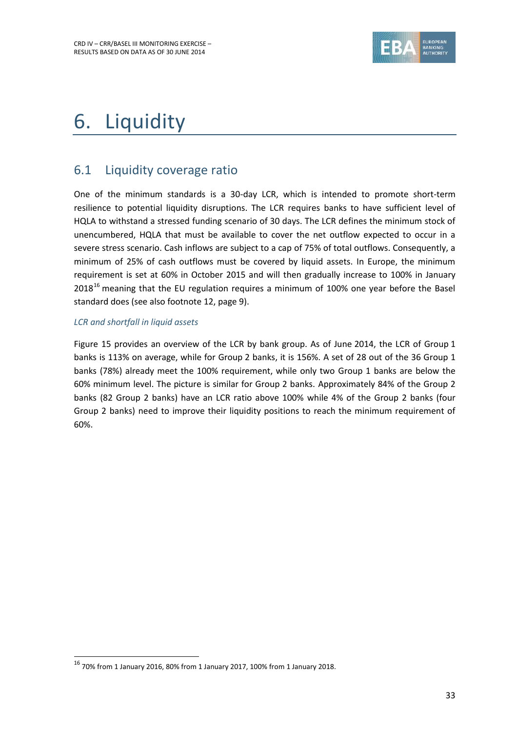# 6. Liquidity

## 6.1 Liquidity coverage ratio

One of the minimum standards is a 30-day LCR, which is intended to promote short-term resilience to potential liquidity disruptions. The LCR requires banks to have sufficient level of HQLA to withstand a stressed funding scenario of 30 days. The LCR defines the minimum stock of unencumbered, HQLA that must be available to cover the net outflow expected to occur in a severe stress scenario. Cash inflows are subject to a cap of 75% of total outflows. Consequently, a minimum of 25% of cash outflows must be covered by liquid assets. In Europe, the minimum requirement is set at 60% in October 2015 and will then gradually increase to 100% in January 2018[16] meaning that the EU regulation requires a minimum of 100% one year before the Basel standard does (see also footnote 12, page 9).

*LCR and shortfall in liquid assets*

Figure 15 provides an overview of the LCR by bank group. As of June 2014, the LCR of Group 1 banks is 113% on average, while for Group 2 banks, it is 156%. A set of 28 out of the 36 Group 1 banks (78%) already meet the 100% requirement, while only two Group 1 banks are below the 60% minimum level. The picture is similar for Group 2 banks. Approximately 84% of the Group 2 banks (82 Group 2 banks) have an LCR ratio above 100% while 4% of the Group 2 banks (four Group 2 banks) need to improve their liquidity positions to reach the minimum requirement of 60%.

[16] 70% from 1 January 2016, 80% from 1 January 2017, 100% from 1 January 2018.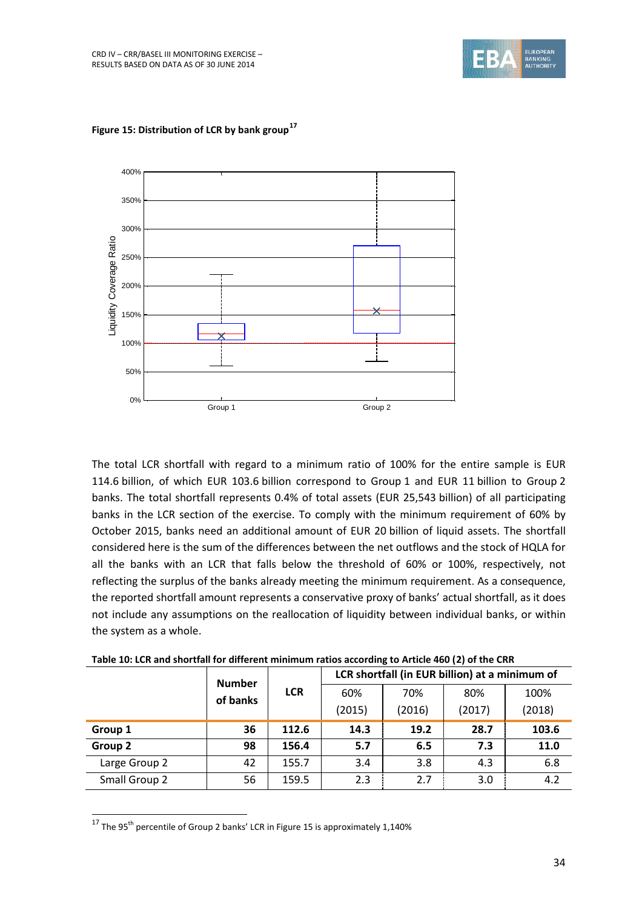**Figure 15: Distribution of LCR by bank group**[17]

The total LCR shortfall with regard to a minimum ratio of 100% for the entire sample is EUR 114.6 billion, of which EUR 103.6 billion correspond to Group 1 and EUR 11 billion to Group 2 banks. The total shortfall represents 0.4% of total assets (EUR 25,543 billion) of all participating banks in the LCR section of the exercise. To comply with the minimum requirement of 60% by October 2015, banks need an additional amount of EUR 20 billion of liquid assets. The shortfall considered here is the sum of the differences between the net outflows and the stock of HQLA for all the banks with an LCR that falls below the threshold of 60% or 100%, respectively, not reflecting the surplus of the banks already meeting the minimum requirement. As a consequence, the reported shortfall amount represents a conservative proxy of banks' actual shortfall, as it does not include any assumptions on the reallocation of liquidity between individual banks, or within the system as a whole.

**Table 10: LCR and shortfall for different minimum ratios according to Article 460 (2) of the CRR**

| | Number of banks | LCR | LCR shortfall (in EUR billion) at a minimum of | | | |
|---|---|---|---|---|---|---|
| | | | 60% (2015) | 70% (2016) | 80% (2017) | 100% (2018) |
| **Group 1** | **36** | **112.6** | **14.3** | **19.2** | **28.7** | **103.6** |
| **Group 2** | **98** | **156.4** | **5.7** | **6.5** | **7.3** | **11.0** |
| Large Group 2 | 42 | 155.7 | 3.4 | 3.8 | 4.3 | 6.8 |
| Small Group 2 | 56 | 159.5 | 2.3 | 2.7 | 3.0 | 4.2 |

[17] The 95th percentile of Group 2 banks' LCR in Figure 15 is approximately 1,140%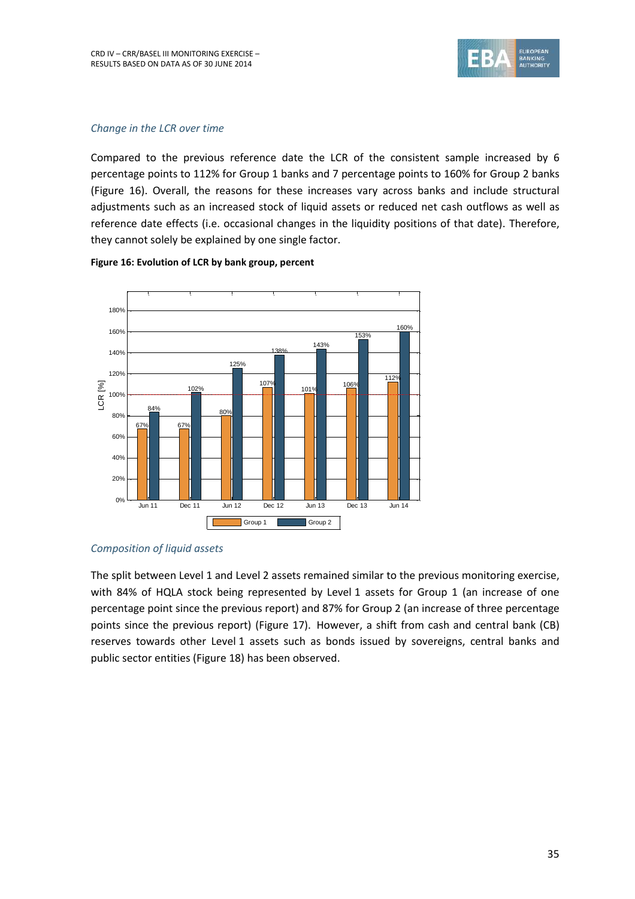*Change in the LCR over time*

Compared to the previous reference date the LCR of the consistent sample increased by 6 percentage points to 112% for Group 1 banks and 7 percentage points to 160% for Group 2 banks (Figure 16). Overall, the reasons for these increases vary across banks and include structural adjustments such as an increased stock of liquid assets or reduced net cash outflows as well as reference date effects (i.e. occasional changes in the liquidity positions of that date). Therefore, they cannot solely be explained by one single factor.

**Figure 16: Evolution of LCR by bank group, percent**

| LCR [%] | Jun 11 | Dec 11 | Jun 12 | Dec 12 | Jun 13 | Dec 13 | Jun 14 |
|---|---|---|---|---|---|---|---|
| Group 1 | 67% | 67% | 80% | 107% | 101% | 106% | 112% |
| Group 2 | 84% | 102% | 125% | 138% | 143% | 153% | 160% |

*Composition of liquid assets*

The split between Level 1 and Level 2 assets remained similar to the previous monitoring exercise, with 84% of HQLA stock being represented by Level 1 assets for Group 1 (an increase of one percentage point since the previous report) and 87% for Group 2 (an increase of three percentage points since the previous report) (Figure 17). However, a shift from cash and central bank (CB) reserves towards other Level 1 assets such as bonds issued by sovereigns, central banks and public sector entities (Figure 18) has been observed.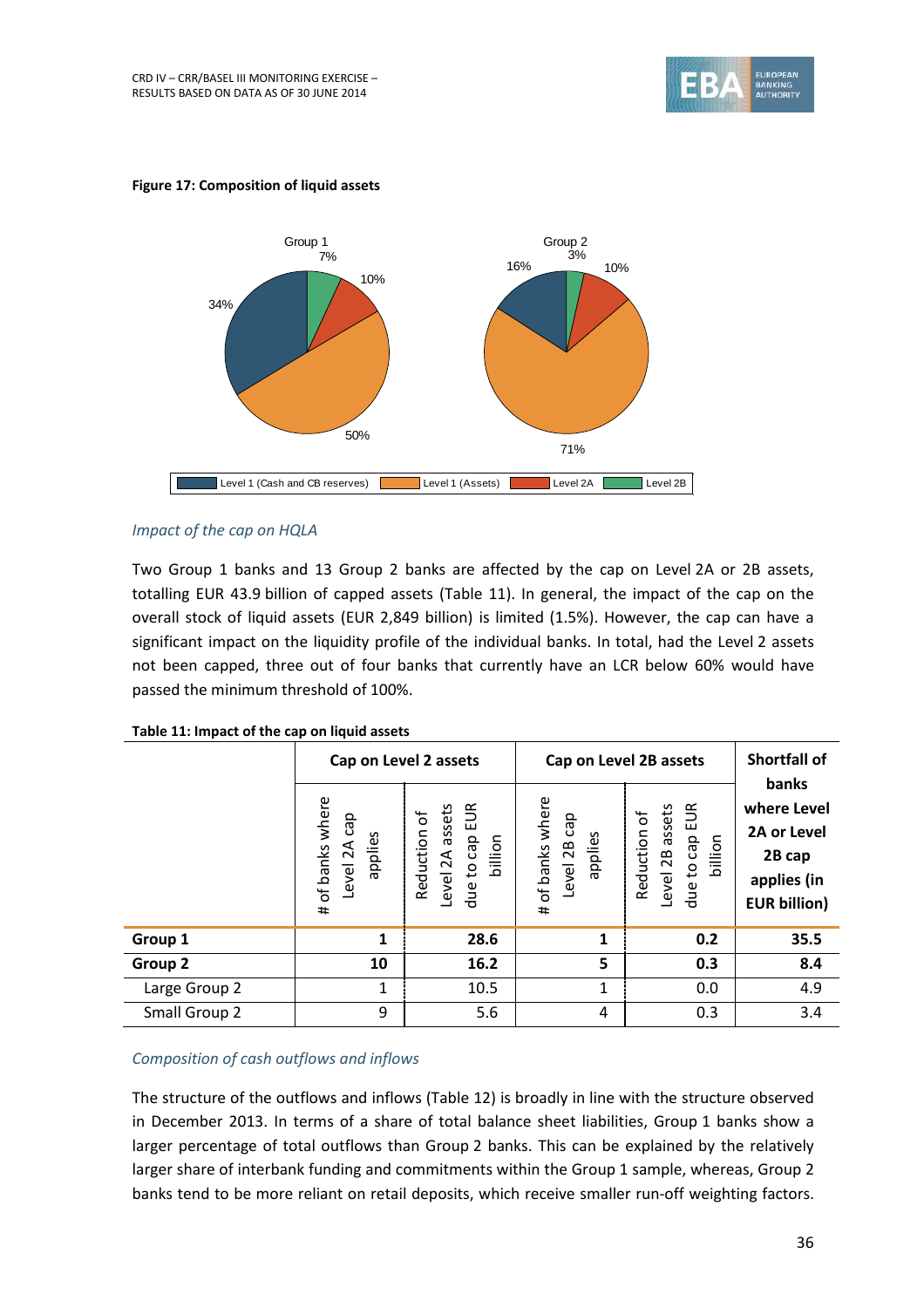**Figure 17: Composition of liquid assets**

*Impact of the cap on HQLA*

Two Group 1 banks and 13 Group 2 banks are affected by the cap on Level 2A or 2B assets, totalling EUR 43.9 billion of capped assets (Table 11). In general, the impact of the cap on the overall stock of liquid assets (EUR 2,849 billion) is limited (1.5%). However, the cap can have a significant impact on the liquidity profile of the individual banks. In total, had the Level 2 assets not been capped, three out of four banks that currently have an LCR below 60% would have passed the minimum threshold of 100%.

**Table 11: Impact of the cap on liquid assets**

| | Cap on Level 2 assets | | Cap on Level 2B assets | | Shortfall of banks where Level 2A or Level 2B cap applies (in EUR billion) |
|---|---|---|---|---|---|
| | # of banks where Level 2A cap applies | Reduction of Level 2A assets due to cap EUR billion | # of banks where Level 2B cap applies | Reduction of Level 2B assets due to cap EUR billion | |
| **Group 1** | **1** | **28.6** | **1** | **0.2** | **35.5** |
| **Group 2** | **10** | **16.2** | **5** | **0.3** | **8.4** |
| Large Group 2 | 1 | 10.5 | 1 | 0.0 | 4.9 |
| Small Group 2 | 9 | 5.6 | 4 | 0.3 | 3.4 |

*Composition of cash outflows and inflows*

The structure of the outflows and inflows (Table 12) is broadly in line with the structure observed in December 2013. In terms of a share of total balance sheet liabilities, Group 1 banks show a larger percentage of total outflows than Group 2 banks. This can be explained by the relatively larger share of interbank funding and commitments within the Group 1 sample, whereas, Group 2 banks tend to be more reliant on retail deposits, which receive smaller run-off weighting factors.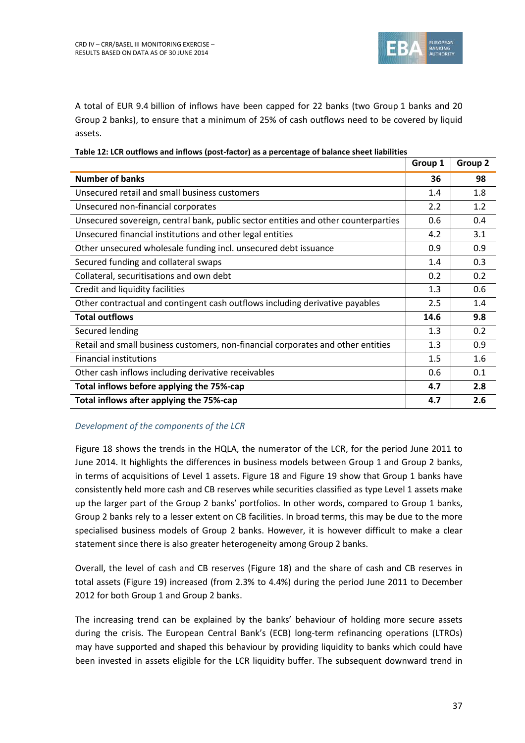A total of EUR 9.4 billion of inflows have been capped for 22 banks (two Group 1 banks and 20 Group 2 banks), to ensure that a minimum of 25% of cash outflows need to be covered by liquid assets.

**Table 12: LCR outflows and inflows (post-factor) as a percentage of balance sheet liabilities**

| | Group 1 | Group 2 |
|---|---|---|
| **Number of banks** | **36** | **98** |
| Unsecured retail and small business customers | 1.4 | 1.8 |
| Unsecured non-financial corporates | 2.2 | 1.2 |
| Unsecured sovereign, central bank, public sector entities and other counterparties | 0.6 | 0.4 |
| Unsecured financial institutions and other legal entities | 4.2 | 3.1 |
| Other unsecured wholesale funding incl. unsecured debt issuance | 0.9 | 0.9 |
| Secured funding and collateral swaps | 1.4 | 0.3 |
| Collateral, securitisations and own debt | 0.2 | 0.2 |
| Credit and liquidity facilities | 1.3 | 0.6 |
| Other contractual and contingent cash outflows including derivative payables | 2.5 | 1.4 |
| **Total outflows** | **14.6** | **9.8** |
| Secured lending | 1.3 | 0.2 |
| Retail and small business customers, non-financial corporates and other entities | 1.3 | 0.9 |
| Financial institutions | 1.5 | 1.6 |
| Other cash inflows including derivative receivables | 0.6 | 0.1 |
| **Total inflows before applying the 75%-cap** | **4.7** | **2.8** |
| **Total inflows after applying the 75%-cap** | **4.7** | **2.6** |

*Development of the components of the LCR*

Figure 18 shows the trends in the HQLA, the numerator of the LCR, for the period June 2011 to June 2014. It highlights the differences in business models between Group 1 and Group 2 banks, in terms of acquisitions of Level 1 assets. Figure 18 and Figure 19 show that Group 1 banks have consistently held more cash and CB reserves while securities classified as type Level 1 assets make up the larger part of the Group 2 banks' portfolios. In other words, compared to Group 1 banks, Group 2 banks rely to a lesser extent on CB facilities. In broad terms, this may be due to the more specialised business models of Group 2 banks. However, it is however difficult to make a clear statement since there is also greater heterogeneity among Group 2 banks.

Overall, the level of cash and CB reserves (Figure 18) and the share of cash and CB reserves in total assets (Figure 19) increased (from 2.3% to 4.4%) during the period June 2011 to December 2012 for both Group 1 and Group 2 banks.

The increasing trend can be explained by the banks' behaviour of holding more secure assets during the crisis. The European Central Bank's (ECB) long-term refinancing operations (LTROs) may have supported and shaped this behaviour by providing liquidity to banks which could have been invested in assets eligible for the LCR liquidity buffer. The subsequent downward trend in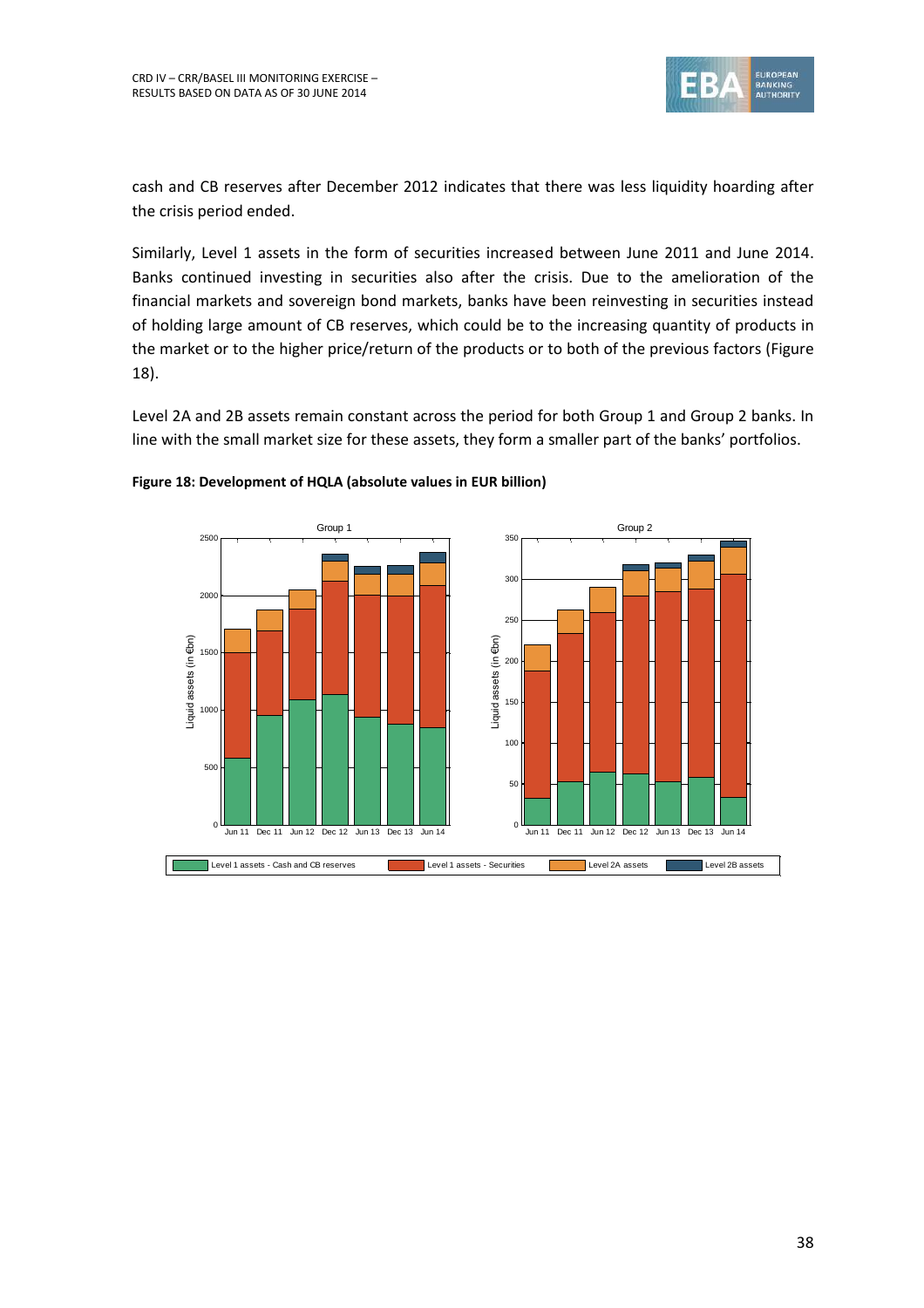cash and CB reserves after December 2012 indicates that there was less liquidity hoarding after the crisis period ended.

Similarly, Level 1 assets in the form of securities increased between June 2011 and June 2014. Banks continued investing in securities also after the crisis. Due to the amelioration of the financial markets and sovereign bond markets, banks have been reinvesting in securities instead of holding large amount of CB reserves, which could be to the increasing quantity of products in the market or to the higher price/return of the products or to both of the previous factors (Figure 18).

Level 2A and 2B assets remain constant across the period for both Group 1 and Group 2 banks. In line with the small market size for these assets, they form a smaller part of the banks' portfolios.

**Figure 18: Development of HQLA (absolute values in EUR billion)**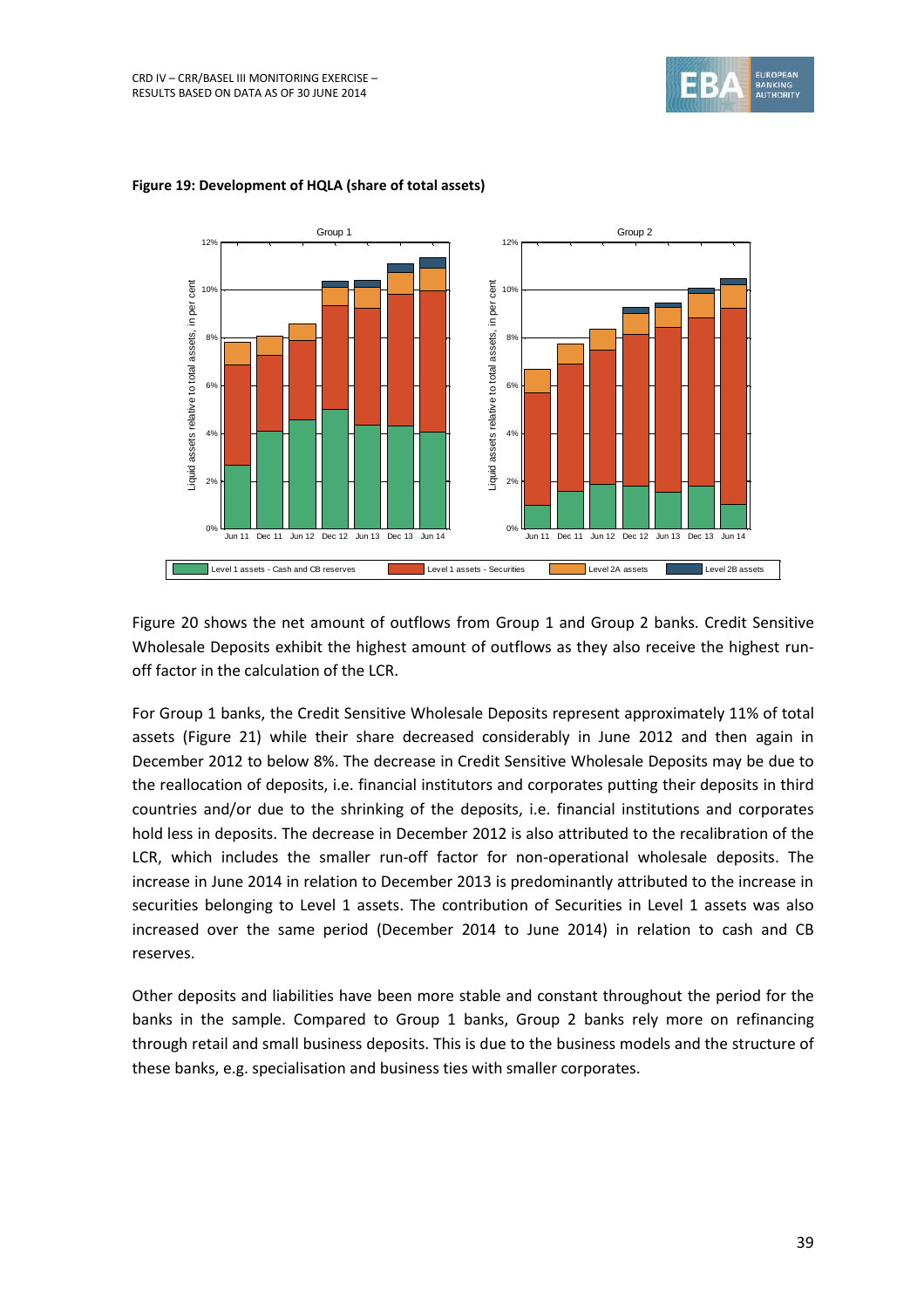**Figure 19: Development of HQLA (share of total assets)**

Figure 20 shows the net amount of outflows from Group 1 and Group 2 banks. Credit Sensitive Wholesale Deposits exhibit the highest amount of outflows as they also receive the highest run-off factor in the calculation of the LCR.

For Group 1 banks, the Credit Sensitive Wholesale Deposits represent approximately 11% of total assets (Figure 21) while their share decreased considerably in June 2012 and then again in December 2012 to below 8%. The decrease in Credit Sensitive Wholesale Deposits may be due to the reallocation of deposits, i.e. financial institutors and corporates putting their deposits in third countries and/or due to the shrinking of the deposits, i.e. financial institutions and corporates hold less in deposits. The decrease in December 2012 is also attributed to the recalibration of the LCR, which includes the smaller run-off factor for non-operational wholesale deposits. The increase in June 2014 in relation to December 2013 is predominantly attributed to the increase in securities belonging to Level 1 assets. The contribution of Securities in Level 1 assets was also increased over the same period (December 2014 to June 2014) in relation to cash and CB reserves.

Other deposits and liabilities have been more stable and constant throughout the period for the banks in the sample. Compared to Group 1 banks, Group 2 banks rely more on refinancing through retail and small business deposits. This is due to the business models and the structure of these banks, e.g. specialisation and business ties with smaller corporates.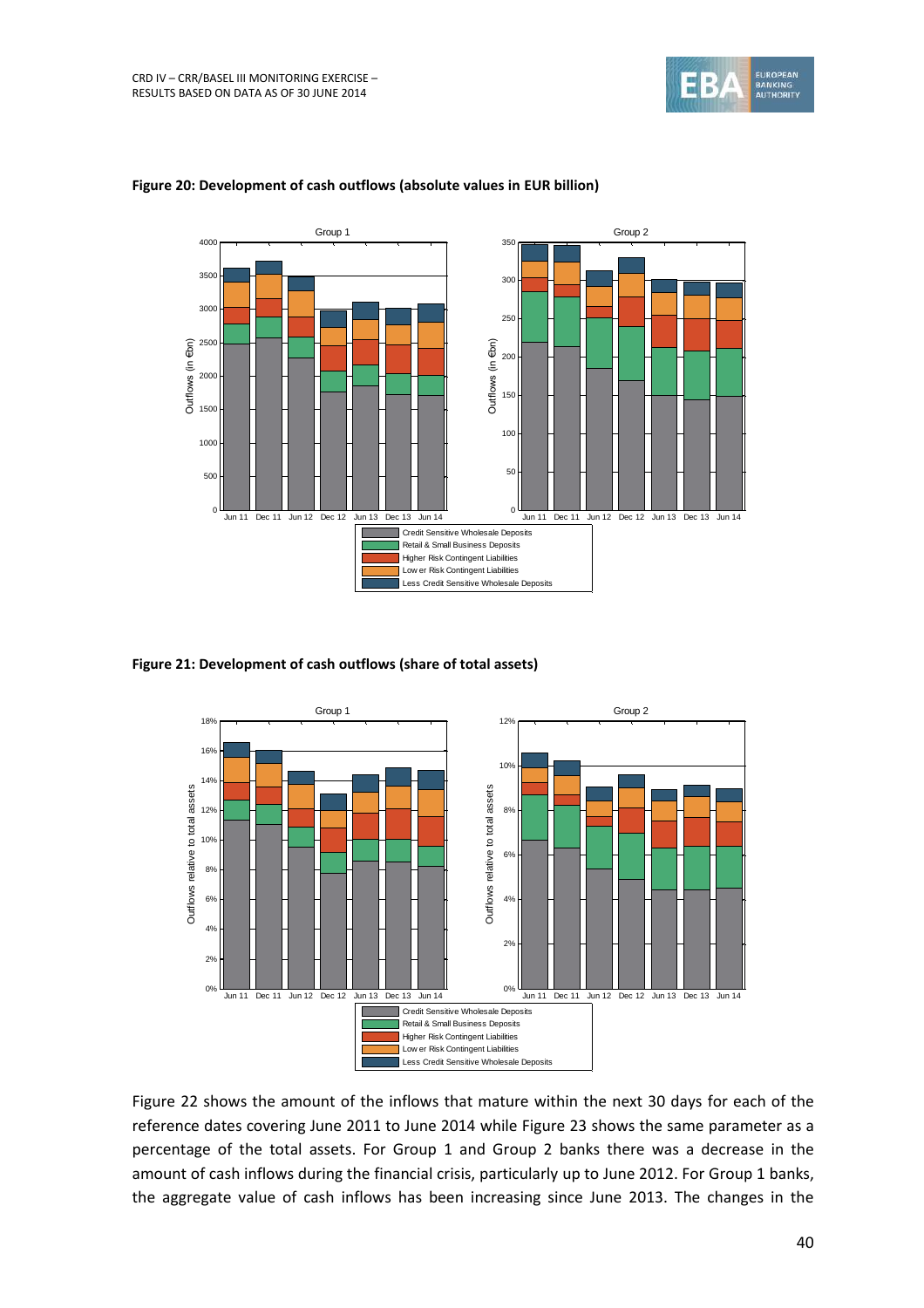**Figure 20: Development of cash outflows (absolute values in EUR billion)**

**Figure 21: Development of cash outflows (share of total assets)**

Figure 22 shows the amount of the inflows that mature within the next 30 days for each of the reference dates covering June 2011 to June 2014 while Figure 23 shows the same parameter as a percentage of the total assets. For Group 1 and Group 2 banks there was a decrease in the amount of cash inflows during the financial crisis, particularly up to June 2012. For Group 1 banks, the aggregate value of cash inflows has been increasing since June 2013. The changes in the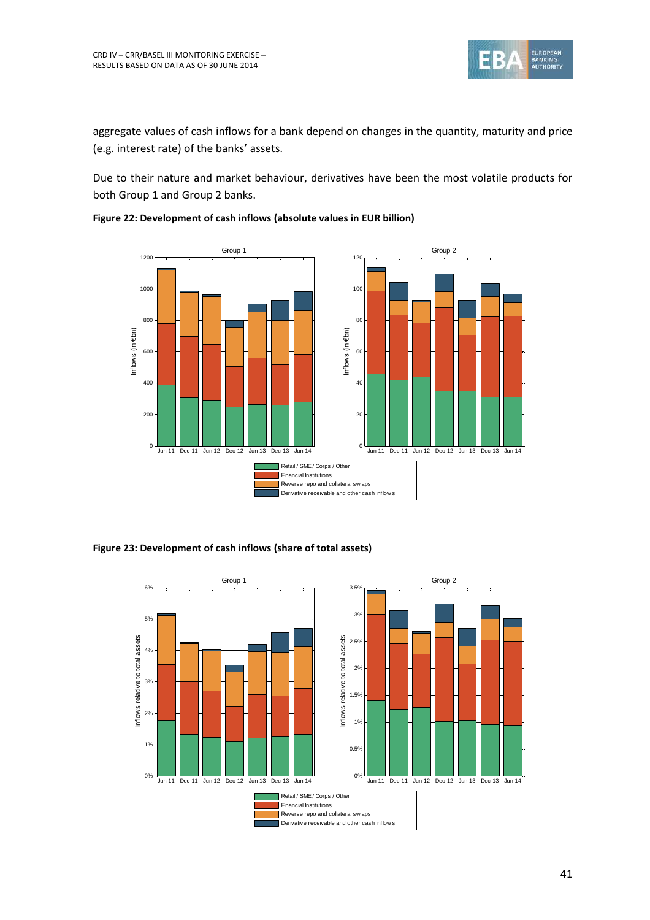aggregate values of cash inflows for a bank depend on changes in the quantity, maturity and price (e.g. interest rate) of the banks' assets.

Due to their nature and market behaviour, derivatives have been the most volatile products for both Group 1 and Group 2 banks.

**Figure 22: Development of cash inflows (absolute values in EUR billion)**

**Figure 23: Development of cash inflows (share of total assets)**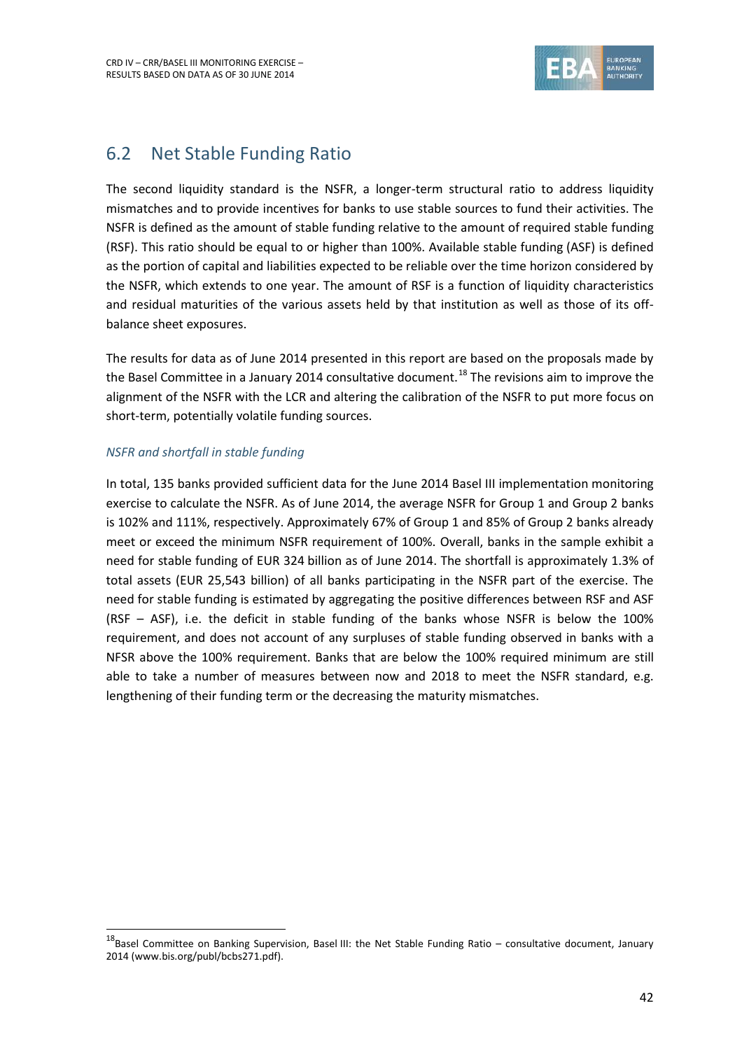## 6.2 Net Stable Funding Ratio

The second liquidity standard is the NSFR, a longer-term structural ratio to address liquidity mismatches and to provide incentives for banks to use stable sources to fund their activities. The NSFR is defined as the amount of stable funding relative to the amount of required stable funding (RSF). This ratio should be equal to or higher than 100%. Available stable funding (ASF) is defined as the portion of capital and liabilities expected to be reliable over the time horizon considered by the NSFR, which extends to one year. The amount of RSF is a function of liquidity characteristics and residual maturities of the various assets held by that institution as well as those of its off-balance sheet exposures.

The results for data as of June 2014 presented in this report are based on the proposals made by the Basel Committee in a January 2014 consultative document.[18] The revisions aim to improve the alignment of the NSFR with the LCR and altering the calibration of the NSFR to put more focus on short-term, potentially volatile funding sources.

*NSFR and shortfall in stable funding*

In total, 135 banks provided sufficient data for the June 2014 Basel III implementation monitoring exercise to calculate the NSFR. As of June 2014, the average NSFR for Group 1 and Group 2 banks is 102% and 111%, respectively. Approximately 67% of Group 1 and 85% of Group 2 banks already meet or exceed the minimum NSFR requirement of 100%. Overall, banks in the sample exhibit a need for stable funding of EUR 324 billion as of June 2014. The shortfall is approximately 1.3% of total assets (EUR 25,543 billion) of all banks participating in the NSFR part of the exercise. The need for stable funding is estimated by aggregating the positive differences between RSF and ASF (RSF – ASF), i.e. the deficit in stable funding of the banks whose NSFR is below the 100% requirement, and does not account of any surpluses of stable funding observed in banks with a NFSR above the 100% requirement. Banks that are below the 100% required minimum are still able to take a number of measures between now and 2018 to meet the NSFR standard, e.g. lengthening of their funding term or the decreasing the maturity mismatches.

[18] Basel Committee on Banking Supervision, Basel III: the Net Stable Funding Ratio – consultative document, January 2014 (www.bis.org/publ/bcbs271.pdf).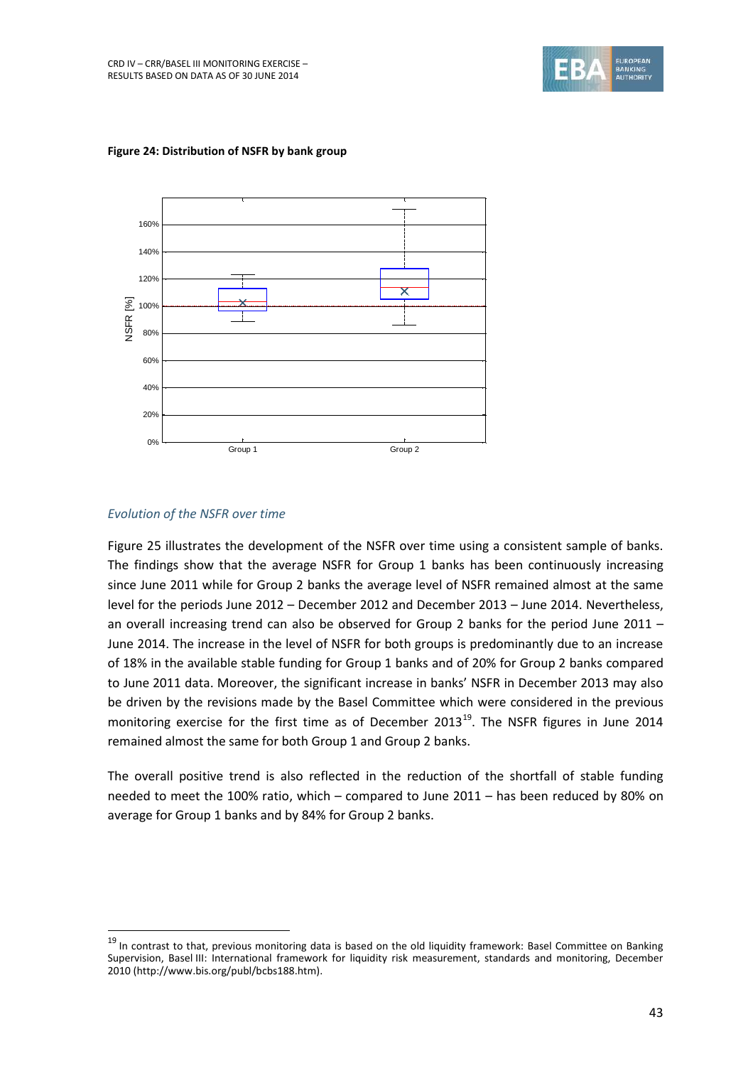**Figure 24: Distribution of NSFR by bank group**

*Evolution of the NSFR over time*

Figure 25 illustrates the development of the NSFR over time using a consistent sample of banks. The findings show that the average NSFR for Group 1 banks has been continuously increasing since June 2011 while for Group 2 banks the average level of NSFR remained almost at the same level for the periods June 2012 – December 2012 and December 2013 – June 2014. Nevertheless, an overall increasing trend can also be observed for Group 2 banks for the period June 2011 – June 2014. The increase in the level of NSFR for both groups is predominantly due to an increase of 18% in the available stable funding for Group 1 banks and of 20% for Group 2 banks compared to June 2011 data. Moreover, the significant increase in banks' NSFR in December 2013 may also be driven by the revisions made by the Basel Committee which were considered in the previous monitoring exercise for the first time as of December 2013[19]. The NSFR figures in June 2014 remained almost the same for both Group 1 and Group 2 banks.

The overall positive trend is also reflected in the reduction of the shortfall of stable funding needed to meet the 100% ratio, which – compared to June 2011 – has been reduced by 80% on average for Group 1 banks and by 84% for Group 2 banks.

[19] In contrast to that, previous monitoring data is based on the old liquidity framework: Basel Committee on Banking Supervision, Basel III: International framework for liquidity risk measurement, standards and monitoring, December 2010 (http://www.bis.org/publ/bcbs188.htm).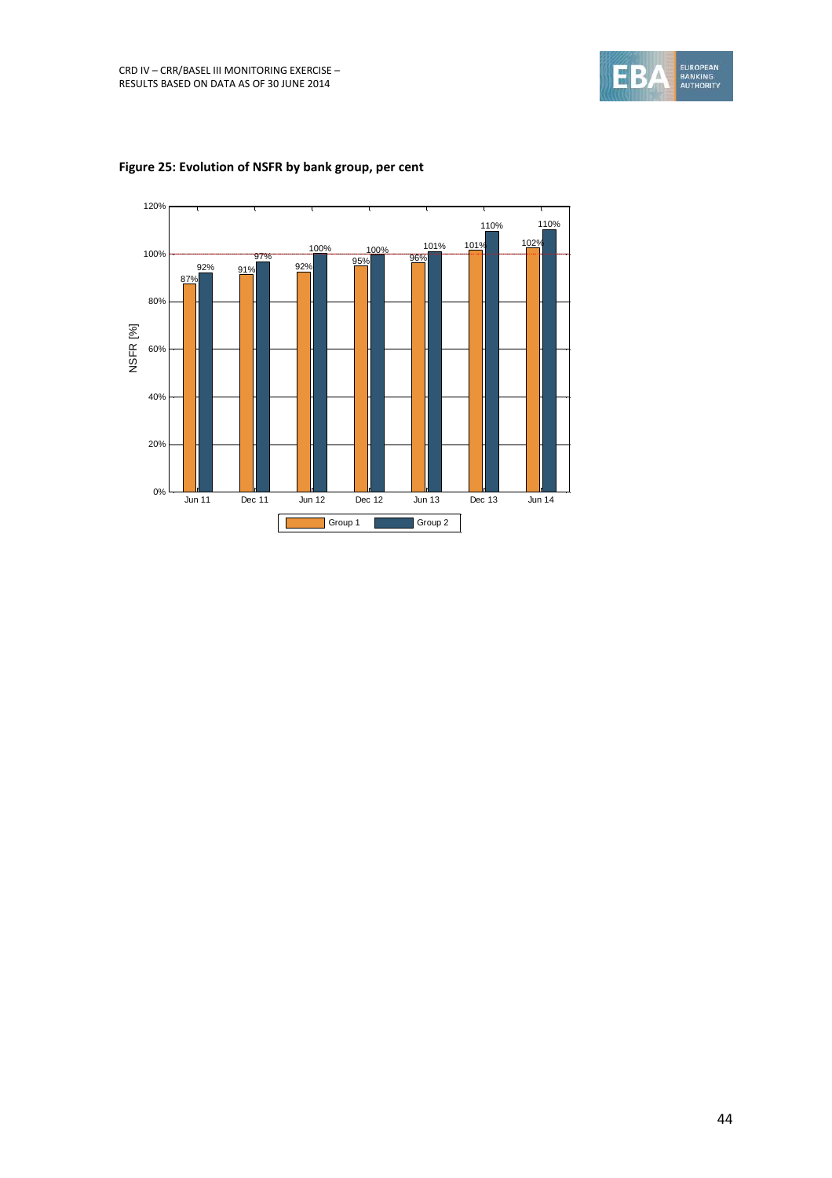**Figure 25: Evolution of NSFR by bank group, per cent**

120%
100%
80%
60%
40%
20%
0%

NSFR [%]

87% 92%
91% 97%
92% 100%
95% 100%
96% 101%
101% 110%
102% 110%

Jun 11
Dec 11
Jun 12
Dec 12
Jun 13
Dec 13
Jun 14

Group 1
Group 2